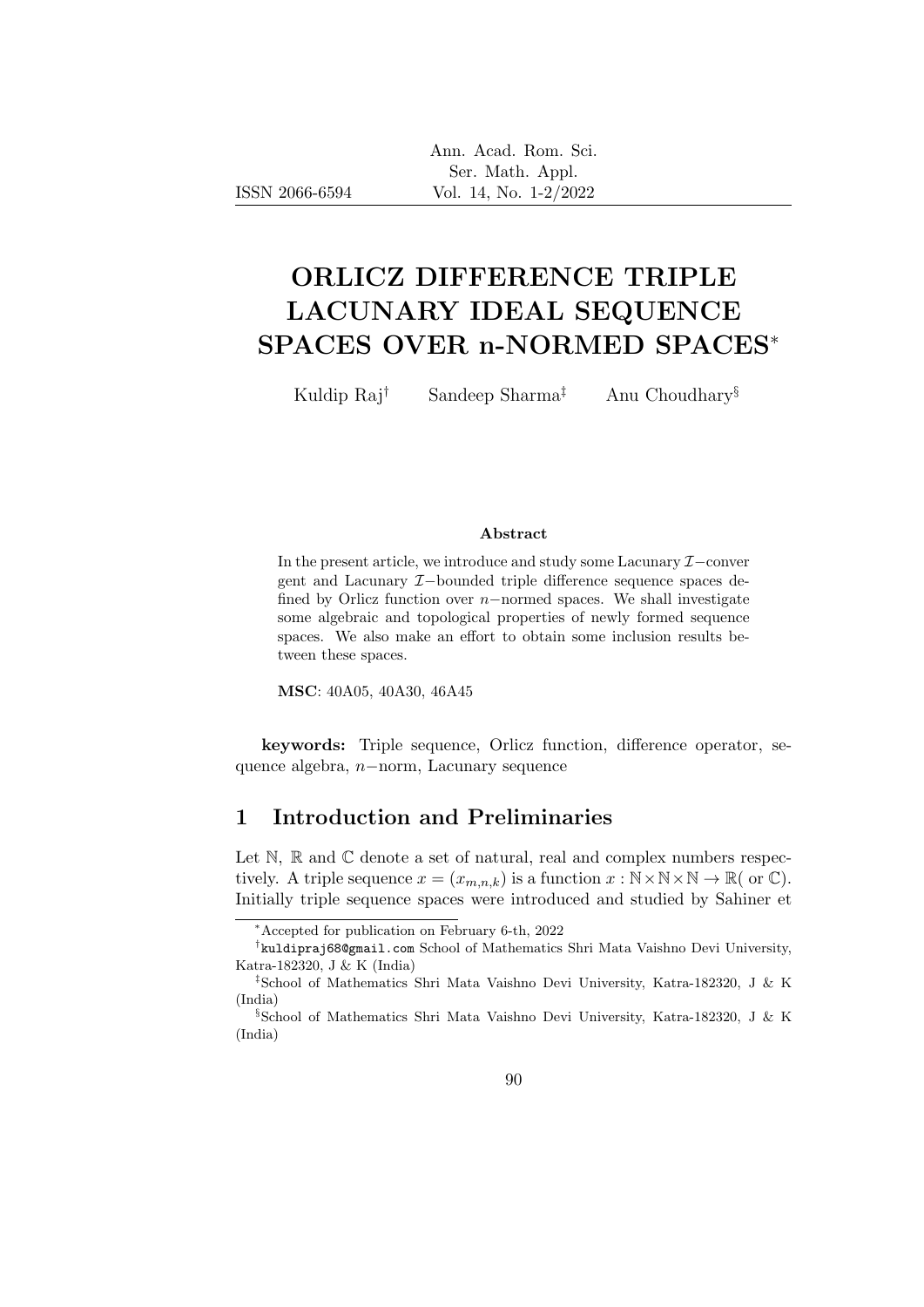# ORLICZ DIFFERENCE TRIPLE LACUNARY IDEAL SEQUENCE SPACES OVER n-NORMED SPACES*

Kuldip Raj[†] Sandeep Sharma[‡] Anu Choudhary[§]

**Abstract**

In the present article, we introduce and study some Lacunary $\mathcal{I}-$convergent and Lacunary $\mathcal{I}-$bounded triple difference sequence spaces defined by Orlicz function over $n-$normed spaces. We shall investigate some algebraic and topological properties of newly formed sequence spaces. We also make an effort to obtain some inclusion results between these spaces.

**MSC**: 40A05, 40A30, 46A45

**keywords:** Triple sequence, Orlicz function, difference operator, sequence algebra, $n-$norm, Lacunary sequence

## 1 Introduction and Preliminaries

Let $\mathbb{N}$, $\mathbb{R}$ and $\mathbb{C}$ denote a set of natural, real and complex numbers respectively. A triple sequence $x = (x_{m,n,k})$ is a function $x : \mathbb{N}\times\mathbb{N}\times\mathbb{N} \to \mathbb{R}($ or $\mathbb{C})$. Initially triple sequence spaces were introduced and studied by Sahiner et

---

*Accepted for publication on February 6-th, 2022

[†]kuldipraj68@gmail.com School of Mathematics Shri Mata Vaishno Devi University, Katra-182320, J & K (India)

[‡]School of Mathematics Shri Mata Vaishno Devi University, Katra-182320, J & K (India)

[§]School of Mathematics Shri Mata Vaishno Devi University, Katra-182320, J & K (India)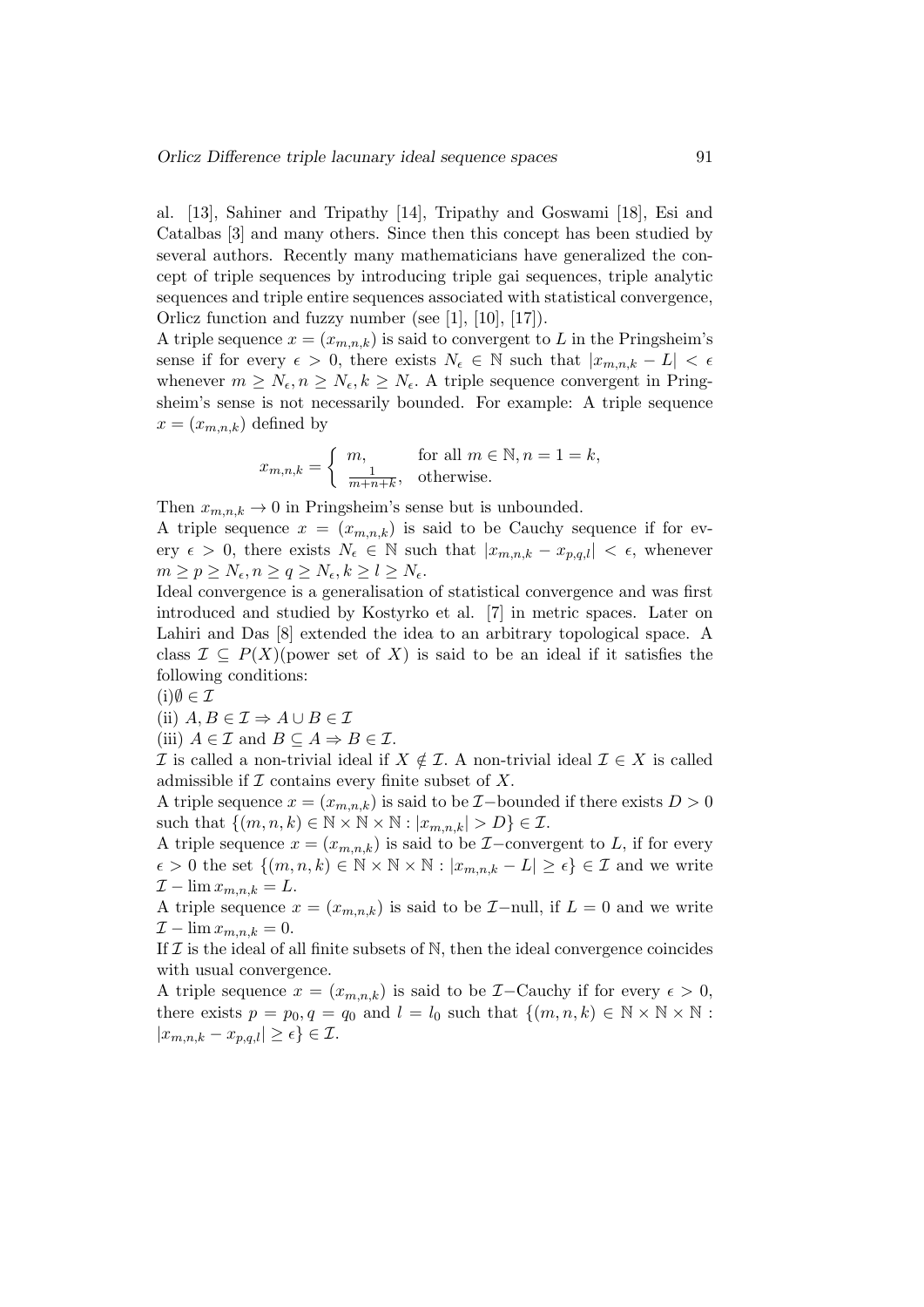al. [13], Sahiner and Tripathy [14], Tripathy and Goswami [18], Esi and Catalbas [3] and many others. Since then this concept has been studied by several authors. Recently many mathematicians have generalized the concept of triple sequences by introducing triple gai sequences, triple analytic sequences and triple entire sequences associated with statistical convergence, Orlicz function and fuzzy number (see [1], [10], [17]).

A triple sequence $x = (x_{m,n,k})$ is said to convergent to $L$ in the Pringsheim's sense if for every $\epsilon > 0$, there exists $N_\epsilon \in \mathbb{N}$ such that $|x_{m,n,k} - L| < \epsilon$ whenever $m \geq N_\epsilon, n \geq N_\epsilon, k \geq N_\epsilon$. A triple sequence convergent in Pringsheim's sense is not necessarily bounded. For example: A triple sequence $x = (x_{m,n,k})$ defined by

$$x_{m,n,k} = \begin{cases} m, & \text{for all } m \in \mathbb{N}, n = 1 = k, \\ \frac{1}{m+n+k}, & \text{otherwise.} \end{cases}$$

Then $x_{m,n,k} \to 0$ in Pringsheim's sense but is unbounded.

A triple sequence $x = (x_{m,n,k})$ is said to be Cauchy sequence if for every $\epsilon > 0$, there exists $N_\epsilon \in \mathbb{N}$ such that $|x_{m,n,k} - x_{p,q,l}| < \epsilon$, whenever $m \geq p \geq N_\epsilon, n \geq q \geq N_\epsilon, k \geq l \geq N_\epsilon$.

Ideal convergence is a generalisation of statistical convergence and was first introduced and studied by Kostyrko et al. [7] in metric spaces. Later on Lahiri and Das [8] extended the idea to an arbitrary topological space. A class $\mathcal{I} \subseteq P(X)$(power set of $X$) is said to be an ideal if it satisfies the following conditions:

(i)$\emptyset \in \mathcal{I}$

(ii) $A, B \in \mathcal{I} \Rightarrow A \cup B \in \mathcal{I}$

(iii) $A \in \mathcal{I}$ and $B \subseteq A \Rightarrow B \in \mathcal{I}$.

$\mathcal{I}$ is called a non-trivial ideal if $X \notin \mathcal{I}$. A non-trivial ideal $\mathcal{I} \in X$ is called admissible if $\mathcal{I}$ contains every finite subset of $X$.

A triple sequence $x = (x_{m,n,k})$ is said to be $\mathcal{I}-$bounded if there exists $D > 0$ such that $\{(m, n, k) \in \mathbb{N} \times \mathbb{N} \times \mathbb{N} : |x_{m,n,k}| > D\} \in \mathcal{I}$.

A triple sequence $x = (x_{m,n,k})$ is said to be $\mathcal{I}-$convergent to $L$, if for every $\epsilon > 0$ the set $\{(m, n, k) \in \mathbb{N} \times \mathbb{N} \times \mathbb{N} : |x_{m,n,k} - L| \geq \epsilon\} \in \mathcal{I}$ and we write $\mathcal{I} - \lim x_{m,n,k} = L$.

A triple sequence $x = (x_{m,n,k})$ is said to be $\mathcal{I}-$null, if $L = 0$ and we write $\mathcal{I} - \lim x_{m,n,k} = 0$.

If $\mathcal{I}$ is the ideal of all finite subsets of $\mathbb{N}$, then the ideal convergence coincides with usual convergence.

A triple sequence $x = (x_{m,n,k})$ is said to be $\mathcal{I}-$Cauchy if for every $\epsilon > 0$, there exists $p = p_0, q = q_0$ and $l = l_0$ such that $\{(m, n, k) \in \mathbb{N} \times \mathbb{N} \times \mathbb{N} : |x_{m,n,k} - x_{p,q,l}| \geq \epsilon\} \in \mathcal{I}$.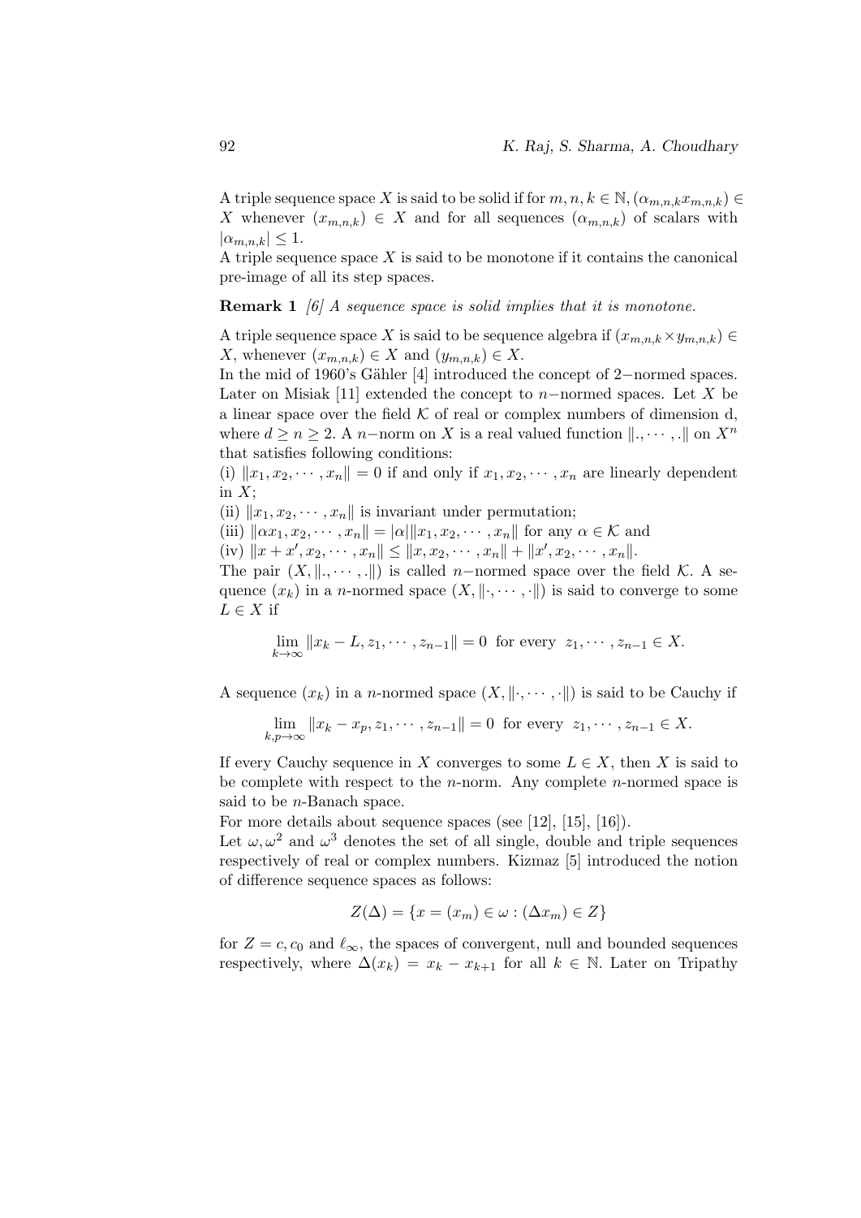A triple sequence space $X$ is said to be solid if for $m, n, k \in \mathbb{N}, (\alpha_{m,n,k} x_{m,n,k}) \in X$ whenever $(x_{m,n,k}) \in X$ and for all sequences $(\alpha_{m,n,k})$ of scalars with $|\alpha_{m,n,k}| \leq 1$.

A triple sequence space $X$ is said to be monotone if it contains the canonical pre-image of all its step spaces.

**Remark 1** *[6] A sequence space is solid implies that it is monotone.*

A triple sequence space $X$ is said to be sequence algebra if $(x_{m,n,k} \times y_{m,n,k}) \in X$, whenever $(x_{m,n,k}) \in X$ and $(y_{m,n,k}) \in X$.

In the mid of 1960's Gähler [4] introduced the concept of $2-$normed spaces. Later on Misiak [11] extended the concept to $n-$normed spaces. Let $X$ be a linear space over the field $\mathcal{K}$ of real or complex numbers of dimension d, where $d \geq n \geq 2$. A $n-$norm on $X$ is a real valued function $\|., \cdots, .\|$ on $X^n$ that satisfies following conditions:

(i) $\|x_1, x_2, \cdots, x_n\| = 0$ if and only if $x_1, x_2, \cdots, x_n$ are linearly dependent in $X$;

(ii) $\|x_1, x_2, \cdots, x_n\|$ is invariant under permutation;

(iii) $\|\alpha x_1, x_2, \cdots, x_n\| = |\alpha| \|x_1, x_2, \cdots, x_n\|$ for any $\alpha \in \mathcal{K}$ and

(iv) $\|x + x', x_2, \cdots, x_n\| \leq \|x, x_2, \cdots, x_n\| + \|x', x_2, \cdots, x_n\|$.

The pair $(X, \|., \cdots, .\|)$ is called $n-$normed space over the field $\mathcal{K}$. A sequence $(x_k)$ in a $n$-normed space $(X, \|\cdot, \cdots, \cdot\|)$ is said to converge to some $L \in X$ if

$$\lim_{k \to \infty} \|x_k - L, z_1, \cdots, z_{n-1}\| = 0 \text{ for every } z_1, \cdots, z_{n-1} \in X.$$

A sequence $(x_k)$ in a $n$-normed space $(X, \|\cdot, \cdots, \cdot\|)$ is said to be Cauchy if

$$\lim_{k,p \to \infty} \|x_k - x_p, z_1, \cdots, z_{n-1}\| = 0 \text{ for every } z_1, \cdots, z_{n-1} \in X.$$

If every Cauchy sequence in $X$ converges to some $L \in X$, then $X$ is said to be complete with respect to the $n$-norm. Any complete $n$-normed space is said to be $n$-Banach space.

For more details about sequence spaces (see [12], [15], [16]).

Let $\omega, \omega^2$ and $\omega^3$ denotes the set of all single, double and triple sequences respectively of real or complex numbers. Kizmaz [5] introduced the notion of difference sequence spaces as follows:

$$Z(\Delta) = \{x = (x_m) \in \omega : (\Delta x_m) \in Z\}$$

for $Z = c, c_0$ and $\ell_\infty$, the spaces of convergent, null and bounded sequences respectively, where $\Delta(x_k) = x_k - x_{k+1}$ for all $k \in \mathbb{N}$. Later on Tripathy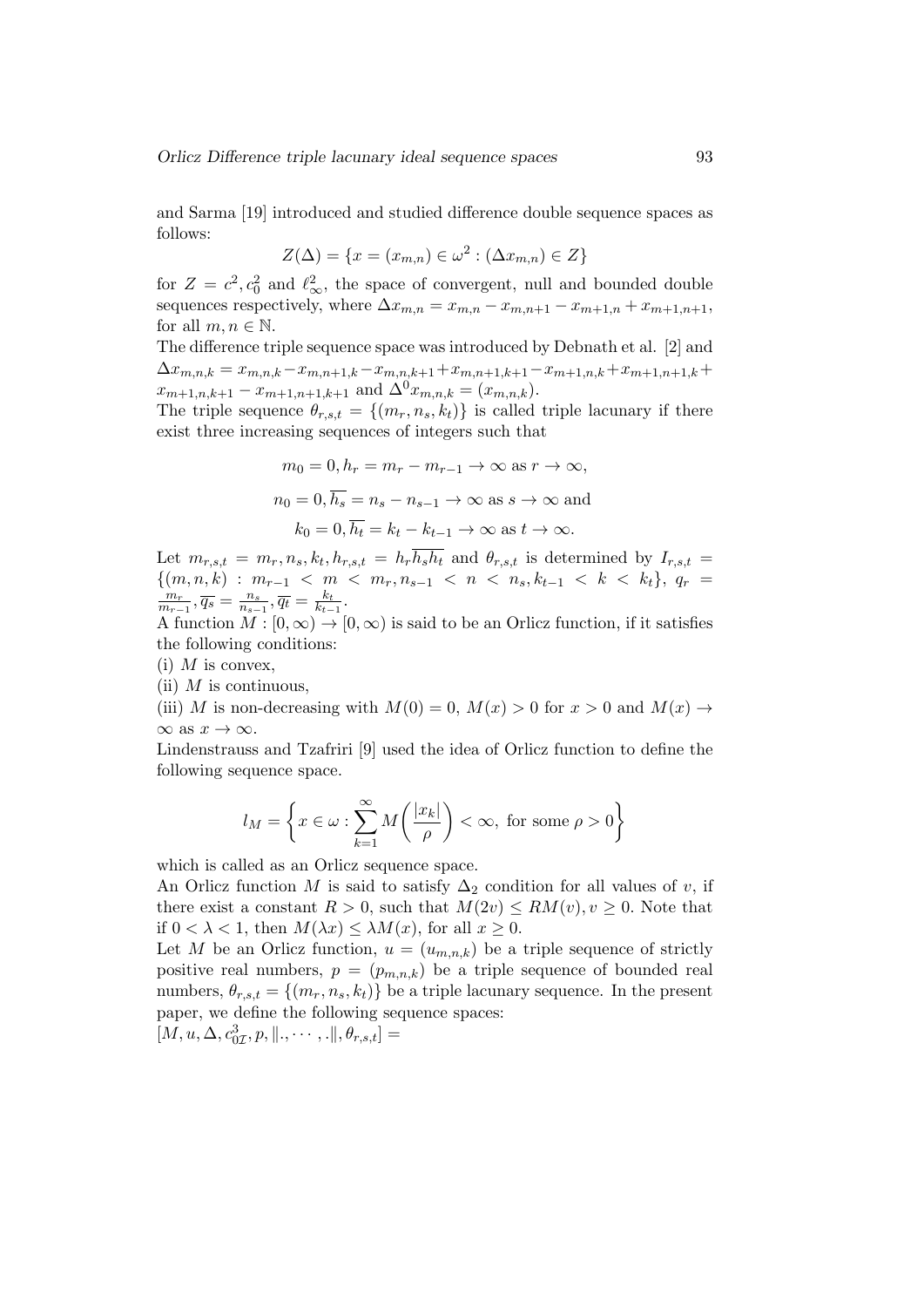and Sarma [19] introduced and studied difference double sequence spaces as follows:

$$Z(\Delta) = \{x = (x_{m,n}) \in \omega^2 : (\Delta x_{m,n}) \in Z\}$$

for $Z = c^2, c_0^2$ and $\ell_\infty^2$, the space of convergent, null and bounded double sequences respectively, where $\Delta x_{m,n} = x_{m,n} - x_{m,n+1} - x_{m+1,n} + x_{m+1,n+1}$, for all $m, n \in \mathbb{N}$.

The difference triple sequence space was introduced by Debnath et al. [2] and $\Delta x_{m,n,k} = x_{m,n,k} - x_{m,n+1,k} - x_{m,n,k+1} + x_{m,n+1,k+1} - x_{m+1,n,k} + x_{m+1,n+1,k} + x_{m+1,n,k+1} - x_{m+1,n+1,k+1}$ and $\Delta^0 x_{m,n,k} = (x_{m,n,k})$.

The triple sequence $\theta_{r,s,t} = \{(m_r, n_s, k_t)\}$ is called triple lacunary if there exist three increasing sequences of integers such that

$$m_0 = 0, h_r = m_r - m_{r-1} \to \infty \text{ as } r \to \infty,$$

$$n_0 = 0, \overline{h_s} = n_s - n_{s-1} \to \infty \text{ as } s \to \infty \text{ and}$$

$$k_0 = 0, \overline{h_t} = k_t - k_{t-1} \to \infty \text{ as } t \to \infty.$$

Let $m_{r,s,t} = m_r, n_s, k_t, h_{r,s,t} = h_r \overline{h_s h_t}$ and $\theta_{r,s,t}$ is determined by $I_{r,s,t} = \{(m,n,k) : m_{r-1} < m < m_r, n_{s-1} < n < n_s, k_{t-1} < k < k_t\}$, $q_r = \frac{m_r}{m_{r-1}}, \overline{q_s} = \frac{n_s}{n_{s-1}}, \overline{q_t} = \frac{k_t}{k_{t-1}}$.

A function $M : [0, \infty) \to [0, \infty)$ is said to be an Orlicz function, if it satisfies the following conditions:

(i) $M$ is convex,

(ii) $M$ is continuous,

(iii) $M$ is non-decreasing with $M(0) = 0$, $M(x) > 0$ for $x > 0$ and $M(x) \to \infty$ as $x \to \infty$.

Lindenstrauss and Tzafriri [9] used the idea of Orlicz function to define the following sequence space.

$$l_M = \left\{ x \in \omega : \sum_{k=1}^{\infty} M\left( \frac{|x_k|}{\rho} \right) < \infty, \text{ for some } \rho > 0 \right\}$$

which is called as an Orlicz sequence space.

An Orlicz function $M$ is said to satisfy $\Delta_2$ condition for all values of $v$, if there exist a constant $R > 0$, such that $M(2v) \leq RM(v), v \geq 0$. Note that if $0 < \lambda < 1$, then $M(\lambda x) \leq \lambda M(x)$, for all $x \geq 0$.

Let $M$ be an Orlicz function, $u = (u_{m,n,k})$ be a triple sequence of strictly positive real numbers, $p = (p_{m,n,k})$ be a triple sequence of bounded real numbers, $\theta_{r,s,t} = \{(m_r, n_s, k_t)\}$ be a triple lacunary sequence. In the present paper, we define the following sequence spaces:

$[M, u, \Delta, c_{0\mathcal{I}}^3, p, \|., \cdots, .\|, \theta_{r,s,t}] =$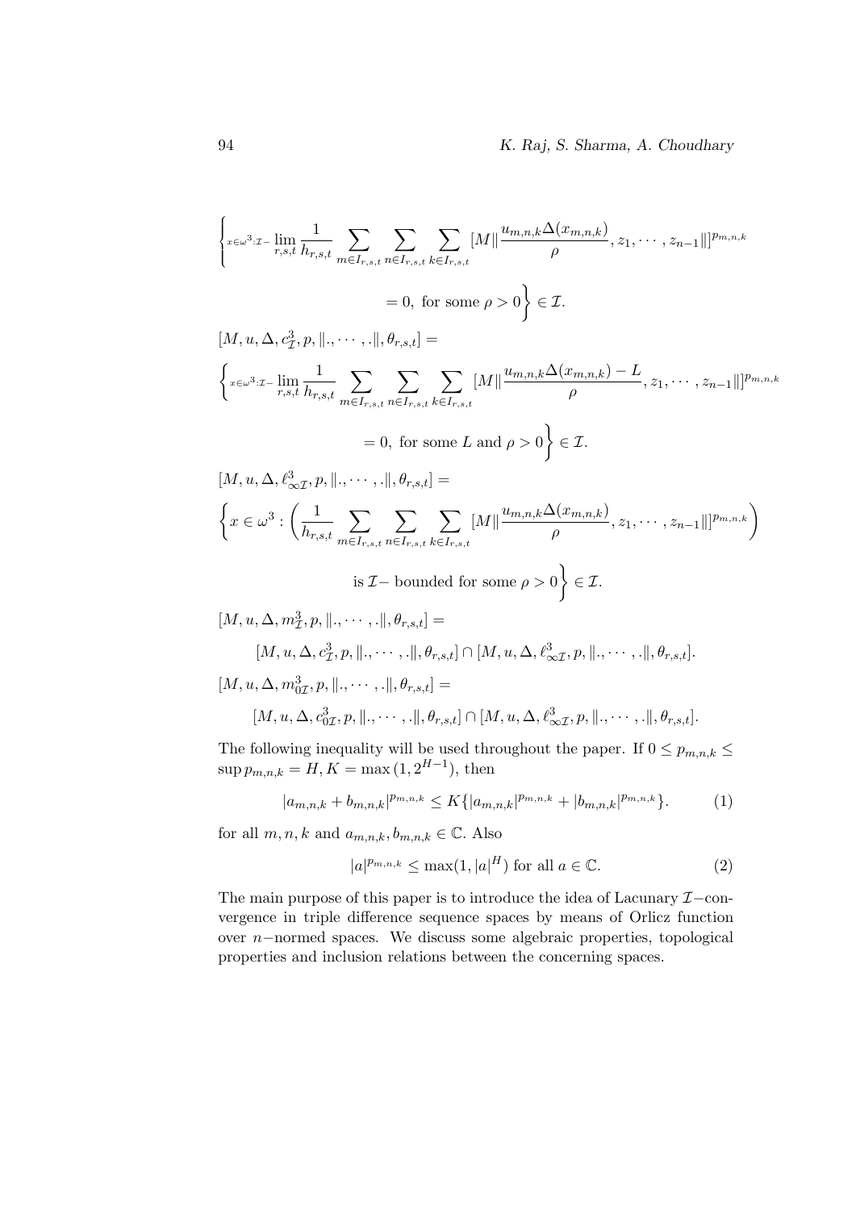$$\left\{ {}_{x\in\omega^3 : \mathcal{I}-} \lim_{r,s,t} \frac{1}{h_{r,s,t}} \sum_{m\in I_{r,s,t}} \sum_{n\in I_{r,s,t}} \sum_{k\in I_{r,s,t}} [M \| \frac{u_{m,n,k}\Delta(x_{m,n,k})}{\rho}, z_1, \cdots, z_{n-1} \|]^{p_{m,n,k}} \right.$$

$$\left. = 0, \text{ for some } \rho > 0 \right\} \in \mathcal{I}.$$

$[M, u, \Delta, c^3_{\mathcal{I}}, p, \|., \cdots, .\|, \theta_{r,s,t}] =$

$$\left\{ {}_{x\in\omega^3 : \mathcal{I}-} \lim_{r,s,t} \frac{1}{h_{r,s,t}} \sum_{m\in I_{r,s,t}} \sum_{n\in I_{r,s,t}} \sum_{k\in I_{r,s,t}} [M \| \frac{u_{m,n,k}\Delta(x_{m,n,k}) - L}{\rho}, z_1, \cdots, z_{n-1} \|]^{p_{m,n,k}} \right.$$

$$\left. = 0, \text{ for some } L \text{ and } \rho > 0 \right\} \in \mathcal{I}.$$

$[M, u, \Delta, \ell^3_{\infty\mathcal{I}}, p, \|., \cdots, .\|, \theta_{r,s,t}] =$

$$\left\{ x \in \omega^3 : \left( \frac{1}{h_{r,s,t}} \sum_{m\in I_{r,s,t}} \sum_{n\in I_{r,s,t}} \sum_{k\in I_{r,s,t}} [M \| \frac{u_{m,n,k}\Delta(x_{m,n,k})}{\rho}, z_1, \cdots, z_{n-1} \|]^{p_{m,n,k}} \right) \right.$$

$$\left. \text{is } \mathcal{I}- \text{ bounded for some } \rho > 0 \right\} \in \mathcal{I}.$$

$[M, u, \Delta, m^3_{\mathcal{I}}, p, \|., \cdots, .\|, \theta_{r,s,t}] =$

$$[M, u, \Delta, c^3_{\mathcal{I}}, p, \|., \cdots, .\|, \theta_{r,s,t}] \cap [M, u, \Delta, \ell^3_{\infty\mathcal{I}}, p, \|., \cdots, .\|, \theta_{r,s,t}].$$

$[M, u, \Delta, m^3_{0\mathcal{I}}, p, \|., \cdots, .\|, \theta_{r,s,t}] =$

$$[M, u, \Delta, c^3_{0\mathcal{I}}, p, \|., \cdots, .\|, \theta_{r,s,t}] \cap [M, u, \Delta, \ell^3_{\infty\mathcal{I}}, p, \|., \cdots, .\|, \theta_{r,s,t}].$$

The following inequality will be used throughout the paper. If $0 \leq p_{m,n,k} \leq \sup p_{m,n,k} = H, K = \max(1, 2^{H-1})$, then

$$|a_{m,n,k} + b_{m,n,k}|^{p_{m,n,k}} \leq K\{|a_{m,n,k}|^{p_{m,n,k}} + |b_{m,n,k}|^{p_{m,n,k}}\}. \tag{1}$$

for all $m, n, k$ and $a_{m,n,k}, b_{m,n,k} \in \mathbb{C}$. Also

$$|a|^{p_{m,n,k}} \leq \max(1, |a|^H) \text{ for all } a \in \mathbb{C}. \tag{2}$$

The main purpose of this paper is to introduce the idea of Lacunary $\mathcal{I}-$convergence in triple difference sequence spaces by means of Orlicz function over $n-$normed spaces. We discuss some algebraic properties, topological properties and inclusion relations between the concerning spaces.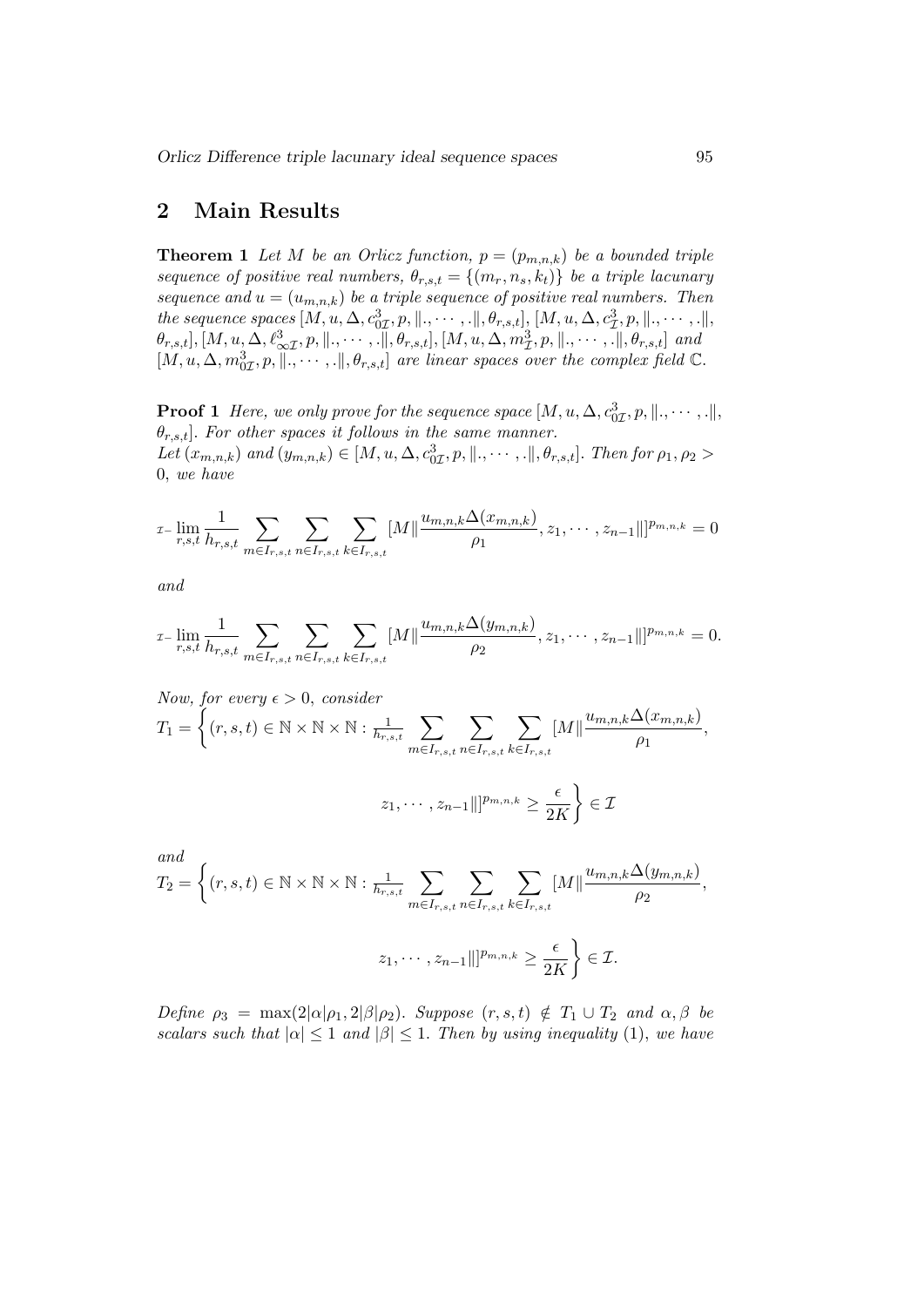## 2 Main Results

**Theorem 1** *Let $M$ be an Orlicz function, $p = (p_{m,n,k})$ be a bounded triple sequence of positive real numbers, $\theta_{r,s,t} = \{(m_r, n_s, k_t)\}$ be a triple lacunary sequence and $u = (u_{m,n,k})$ be a triple sequence of positive real numbers. Then the sequence spaces $[M, u, \Delta, c^3_{0\mathcal{I}}, p, \|., \cdots, .\|, \theta_{r,s,t}]$, $[M, u, \Delta, c^3_{\mathcal{I}}, p, \|., \cdots, .\|, \theta_{r,s,t}]$, $[M, u, \Delta, \ell^3_{\infty\mathcal{I}}, p, \|., \cdots, .\|, \theta_{r,s,t}]$, $[M, u, \Delta, m^3_{\mathcal{I}}, p, \|., \cdots, .\|, \theta_{r,s,t}]$ and $[M, u, \Delta, m^3_{0\mathcal{I}}, p, \|., \cdots, .\|, \theta_{r,s,t}]$ are linear spaces over the complex field $\mathbb{C}$.*

**Proof 1** *Here, we only prove for the sequence space $[M, u, \Delta, c^3_{0\mathcal{I}}, p, \|., \cdots, .\|, \theta_{r,s,t}]$. For other spaces it follows in the same manner.*
*Let $(x_{m,n,k})$ and $(y_{m,n,k}) \in [M, u, \Delta, c^3_{0\mathcal{I}}, p, \|., \cdots, .\|, \theta_{r,s,t}]$. Then for $\rho_1, \rho_2 > 0$, we have*

$$\mathcal{I}-\lim_{r,s,t} \frac{1}{h_{r,s,t}} \sum_{m \in I_{r,s,t}} \sum_{n \in I_{r,s,t}} \sum_{k \in I_{r,s,t}} [M\|\frac{u_{m,n,k}\Delta(x_{m,n,k})}{\rho_1}, z_1, \cdots, z_{n-1}\|]^{p_{m,n,k}} = 0$$

*and*

$$\mathcal{I}-\lim_{r,s,t} \frac{1}{h_{r,s,t}} \sum_{m \in I_{r,s,t}} \sum_{n \in I_{r,s,t}} \sum_{k \in I_{r,s,t}} [M\|\frac{u_{m,n,k}\Delta(y_{m,n,k})}{\rho_2}, z_1, \cdots, z_{n-1}\|]^{p_{m,n,k}} = 0.$$

*Now, for every $\epsilon > 0$, consider*

$$T_1 = \left\{(r,s,t) \in \mathbb{N} \times \mathbb{N} \times \mathbb{N} : \frac{1}{h_{r,s,t}} \sum_{m \in I_{r,s,t}} \sum_{n \in I_{r,s,t}} \sum_{k \in I_{r,s,t}} [M\|\frac{u_{m,n,k}\Delta(x_{m,n,k})}{\rho_1}, z_1, \cdots, z_{n-1}\|]^{p_{m,n,k}} \geq \frac{\epsilon}{2K}\right\} \in \mathcal{I}$$

*and*

$$T_2 = \left\{(r,s,t) \in \mathbb{N} \times \mathbb{N} \times \mathbb{N} : \frac{1}{h_{r,s,t}} \sum_{m \in I_{r,s,t}} \sum_{n \in I_{r,s,t}} \sum_{k \in I_{r,s,t}} [M\|\frac{u_{m,n,k}\Delta(y_{m,n,k})}{\rho_2}, z_1, \cdots, z_{n-1}\|]^{p_{m,n,k}} \geq \frac{\epsilon}{2K}\right\} \in \mathcal{I}.$$

*Define $\rho_3 = \max(2|\alpha|\rho_1, 2|\beta|\rho_2)$. Suppose $(r,s,t) \notin T_1 \cup T_2$ and $\alpha, \beta$ be scalars such that $|\alpha| \leq 1$ and $|\beta| \leq 1$. Then by using inequality (1), we have*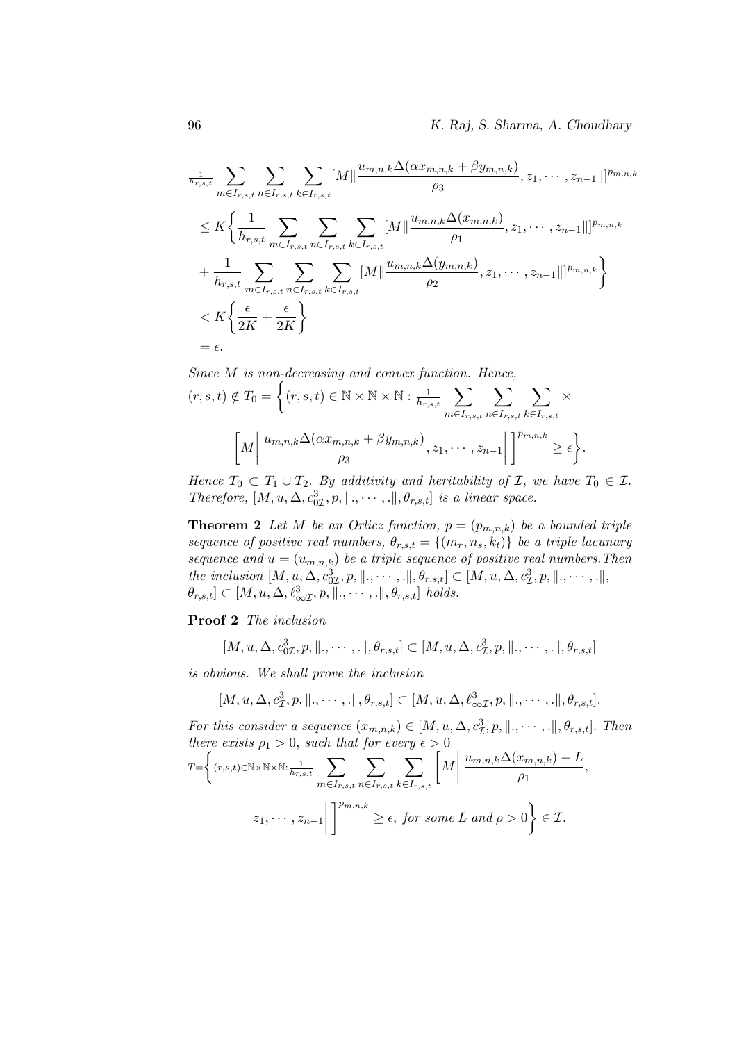$$\frac{1}{h_{r,s,t}} \sum_{m\in I_{r,s,t}} \sum_{n\in I_{r,s,t}} \sum_{k\in I_{r,s,t}} [M\| \frac{u_{m,n,k}\Delta(\alpha x_{m,n,k}+\beta y_{m,n,k})}{\rho_3}, z_1, \cdots, z_{n-1}\|]^{p_{m,n,k}}$$

$$\leq K\Big\{ \frac{1}{h_{r,s,t}} \sum_{m\in I_{r,s,t}} \sum_{n\in I_{r,s,t}} \sum_{k\in I_{r,s,t}} [M\| \frac{u_{m,n,k}\Delta(x_{m,n,k})}{\rho_1}, z_1, \cdots, z_{n-1}\|]^{p_{m,n,k}}$$

$$+ \frac{1}{h_{r,s,t}} \sum_{m\in I_{r,s,t}} \sum_{n\in I_{r,s,t}} \sum_{k\in I_{r,s,t}} [M\| \frac{u_{m,n,k}\Delta(y_{m,n,k})}{\rho_2}, z_1, \cdots, z_{n-1}\|]^{p_{m,n,k}} \Big\}$$

$$< K\Big\{ \frac{\epsilon}{2K} + \frac{\epsilon}{2K} \Big\}$$

$$= \epsilon.$$

*Since $M$ is non-decreasing and convex function. Hence,*

$$(r,s,t) \notin T_0 = \Big\{ (r,s,t) \in \mathbb{N}\times\mathbb{N}\times\mathbb{N} : \frac{1}{h_{r,s,t}} \sum_{m\in I_{r,s,t}} \sum_{n\in I_{r,s,t}} \sum_{k\in I_{r,s,t}} \times \Big[ M \Big\| \frac{u_{m,n,k}\Delta(\alpha x_{m,n,k}+\beta y_{m,n,k})}{\rho_3}, z_1, \cdots, z_{n-1} \Big\| \Big]^{p_{m,n,k}} \geq \epsilon \Big\}.$$

*Hence $T_0 \subset T_1 \cup T_2$. By additivity and heritability of $\mathcal{I}$, we have $T_0 \in \mathcal{I}$. Therefore, $[M, u, \Delta, c^3_{0\mathcal{I}}, p, \|., \cdots, .\|, \theta_{r,s,t}]$ is a linear space.*

**Theorem 2** *Let $M$ be an Orlicz function, $p = (p_{m,n,k})$ be a bounded triple sequence of positive real numbers, $\theta_{r,s,t} = \{(m_r, n_s, k_t)\}$ be a triple lacunary sequence and $u = (u_{m,n,k})$ be a triple sequence of positive real numbers. Then the inclusion $[M, u, \Delta, c^3_{0\mathcal{I}}, p, \|., \cdots, .\|, \theta_{r,s,t}] \subset [M, u, \Delta, c^3_{\mathcal{I}}, p, \|., \cdots, .\|, \theta_{r,s,t}] \subset [M, u, \Delta, \ell^3_{\infty\mathcal{I}}, p, \|., \cdots, .\|, \theta_{r,s,t}]$ holds.*

**Proof 2** *The inclusion*

$$[M, u, \Delta, c^3_{0\mathcal{I}}, p, \|., \cdots, .\|, \theta_{r,s,t}] \subset [M, u, \Delta, c^3_{\mathcal{I}}, p, \|., \cdots, .\|, \theta_{r,s,t}]$$

*is obvious. We shall prove the inclusion*

$$[M, u, \Delta, c^3_{\mathcal{I}}, p, \|., \cdots, .\|, \theta_{r,s,t}] \subset [M, u, \Delta, \ell^3_{\infty\mathcal{I}}, p, \|., \cdots, .\|, \theta_{r,s,t}].$$

*For this consider a sequence $(x_{m,n,k}) \in [M, u, \Delta, c^3_{\mathcal{I}}, p, \|., \cdots, .\|, \theta_{r,s,t}]$. Then there exists $\rho_1 > 0$, such that for every $\epsilon > 0$*

$$T = \Big\{ (r,s,t) \in \mathbb{N}\times\mathbb{N}\times\mathbb{N} : \frac{1}{h_{r,s,t}} \sum_{m\in I_{r,s,t}} \sum_{n\in I_{r,s,t}} \sum_{k\in I_{r,s,t}} \Big[ M \Big\| \frac{u_{m,n,k}\Delta(x_{m,n,k}) - L}{\rho_1}, z_1, \cdots, z_{n-1} \Big\| \Big]^{p_{m,n,k}} \geq \epsilon, \text{ for some } L \text{ and } \rho > 0 \Big\} \in \mathcal{I}.$$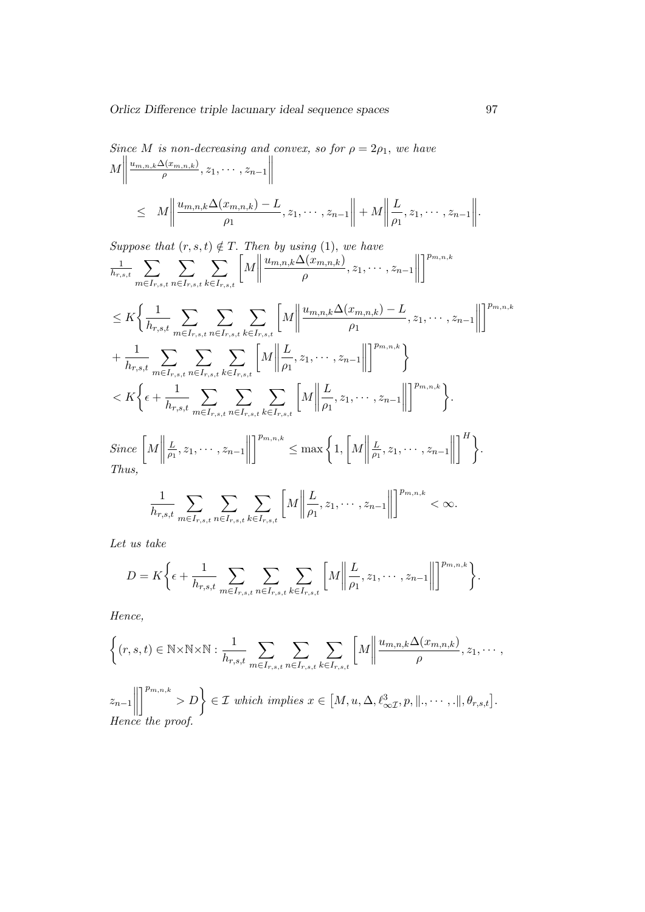*Since $M$ is non-decreasing and convex, so for $\rho = 2\rho_1$, we have*
$M\left\|\frac{u_{m,n,k}\Delta(x_{m,n,k})}{\rho}, z_1, \cdots, z_{n-1}\right\|$

$$\leq \quad M\left\|\frac{u_{m,n,k}\Delta(x_{m,n,k}) - L}{\rho_1}, z_1, \cdots, z_{n-1}\right\| + M\left\|\frac{L}{\rho_1}, z_1, \cdots, z_{n-1}\right\|.$$

*Suppose that $(r, s, t) \notin T$. Then by using (1), we have*
$\frac{1}{h_{r,s,t}} \sum_{m \in I_{r,s,t}} \sum_{n \in I_{r,s,t}} \sum_{k \in I_{r,s,t}} \left[M\left\|\frac{u_{m,n,k}\Delta(x_{m,n,k})}{\rho}, z_1, \cdots, z_{n-1}\right\|\right]^{p_{m,n,k}}$

$$\leq K\Bigg\{\frac{1}{h_{r,s,t}} \sum_{m \in I_{r,s,t}} \sum_{n \in I_{r,s,t}} \sum_{k \in I_{r,s,t}} \left[M\left\|\frac{u_{m,n,k}\Delta(x_{m,n,k}) - L}{\rho_1}, z_1, \cdots, z_{n-1}\right\|\right]^{p_{m,n,k}}$$

$$+ \frac{1}{h_{r,s,t}} \sum_{m \in I_{r,s,t}} \sum_{n \in I_{r,s,t}} \sum_{k \in I_{r,s,t}} \left[M\left\|\frac{L}{\rho_1}, z_1, \cdots, z_{n-1}\right\|\right]^{p_{m,n,k}}\Bigg\}$$

$$< K\Bigg\{\epsilon + \frac{1}{h_{r,s,t}} \sum_{m \in I_{r,s,t}} \sum_{n \in I_{r,s,t}} \sum_{k \in I_{r,s,t}} \left[M\left\|\frac{L}{\rho_1}, z_1, \cdots, z_{n-1}\right\|\right]^{p_{m,n,k}}\Bigg\}.$$

*Since* $\left[M\left\|\frac{L}{\rho_1}, z_1, \cdots, z_{n-1}\right\|\right]^{p_{m,n,k}} \leq \max\left\{1, \left[M\left\|\frac{L}{\rho_1}, z_1, \cdots, z_{n-1}\right\|\right]^{H}\right\}$.
*Thus,*

$$\frac{1}{h_{r,s,t}} \sum_{m \in I_{r,s,t}} \sum_{n \in I_{r,s,t}} \sum_{k \in I_{r,s,t}} \left[M\left\|\frac{L}{\rho_1}, z_1, \cdots, z_{n-1}\right\|\right]^{p_{m,n,k}} < \infty.$$

*Let us take*

$$D = K\Bigg\{\epsilon + \frac{1}{h_{r,s,t}} \sum_{m \in I_{r,s,t}} \sum_{n \in I_{r,s,t}} \sum_{k \in I_{r,s,t}} \left[M\left\|\frac{L}{\rho_1}, z_1, \cdots, z_{n-1}\right\|\right]^{p_{m,n,k}}\Bigg\}.$$

*Hence,*

$$\Bigg\{(r, s, t) \in \mathbb{N}\times\mathbb{N}\times\mathbb{N} : \frac{1}{h_{r,s,t}} \sum_{m \in I_{r,s,t}} \sum_{n \in I_{r,s,t}} \sum_{k \in I_{r,s,t}} \left[M\left\|\frac{u_{m,n,k}\Delta(x_{m,n,k})}{\rho}, z_1, \cdots, z_{n-1}\right\|\right]^{p_{m,n,k}} > D\Bigg\} \in \mathcal{I}$$

*which implies* $x \in \left[M, u, \Delta, \ell^3_{\infty\mathcal{I}}, p, \|., \cdots, .\|, \theta_{r,s,t}\right]$.
*Hence the proof.*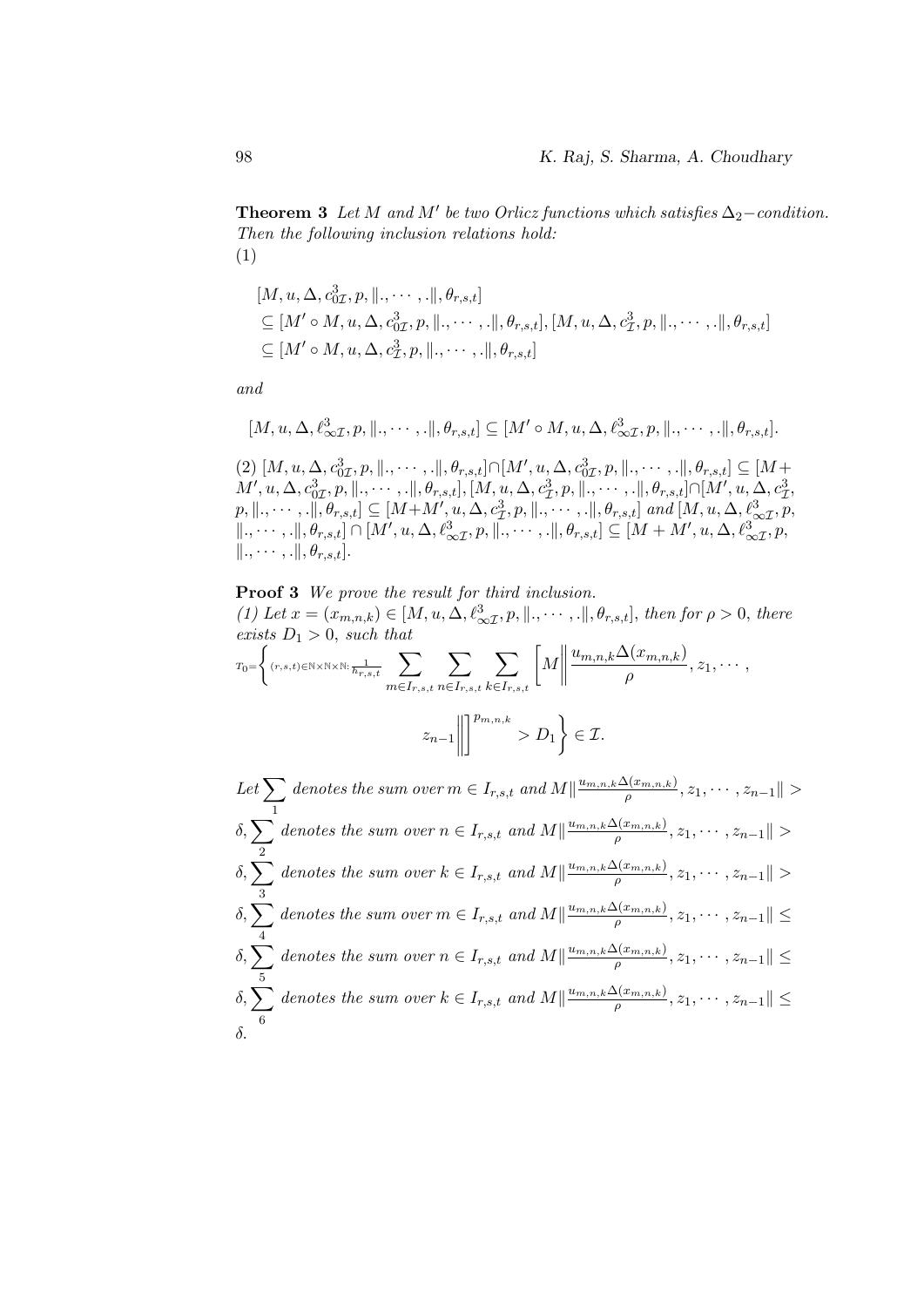**Theorem 3** *Let $M$ and $M'$ be two Orlicz functions which satisfies $\Delta_2-$condition. Then the following inclusion relations hold:*

(1)

$$
\begin{aligned}
&[M, u, \Delta, c^3_{0\mathcal{I}}, p, \|., \cdots, .\|, \theta_{r,s,t}] \\
&\subseteq [M' \circ M, u, \Delta, c^3_{0\mathcal{I}}, p, \|., \cdots, .\|, \theta_{r,s,t}], [M, u, \Delta, c^3_{\mathcal{I}}, p, \|., \cdots, .\|, \theta_{r,s,t}] \\
&\subseteq [M' \circ M, u, \Delta, c^3_{\mathcal{I}}, p, \|., \cdots, .\|, \theta_{r,s,t}]
\end{aligned}
$$

*and*

$$[M, u, \Delta, \ell^3_{\infty\mathcal{I}}, p, \|., \cdots, .\|, \theta_{r,s,t}] \subseteq [M' \circ M, u, \Delta, \ell^3_{\infty\mathcal{I}}, p, \|., \cdots, .\|, \theta_{r,s,t}].$$

(2) $[M, u, \Delta, c^3_{0\mathcal{I}}, p, \|., \cdots, .\|, \theta_{r,s,t}] \cap [M', u, \Delta, c^3_{0\mathcal{I}}, p, \|., \cdots, .\|, \theta_{r,s,t}] \subseteq [M + M', u, \Delta, c^3_{0\mathcal{I}}, p, \|., \cdots, .\|, \theta_{r,s,t}]$, $[M, u, \Delta, c^3_{\mathcal{I}}, p, \|., \cdots, .\|, \theta_{r,s,t}] \cap [M', u, \Delta, c^3_{\mathcal{I}}, p, \|., \cdots, .\|, \theta_{r,s,t}] \subseteq [M + M', u, \Delta, c^3_{\mathcal{I}}, p, \|., \cdots, .\|, \theta_{r,s,t}]$ *and* $[M, u, \Delta, \ell^3_{\infty\mathcal{I}}, p, \|., \cdots, .\|, \theta_{r,s,t}] \cap [M', u, \Delta, \ell^3_{\infty\mathcal{I}}, p, \|., \cdots, .\|, \theta_{r,s,t}] \subseteq [M + M', u, \Delta, \ell^3_{\infty\mathcal{I}}, p, \|., \cdots, .\|, \theta_{r,s,t}]$.

**Proof 3** *We prove the result for third inclusion.*

*(1) Let $x = (x_{m,n,k}) \in [M, u, \Delta, \ell^3_{\infty\mathcal{I}}, p, \|., \cdots, .\|, \theta_{r,s,t}]$, then for $\rho > 0$, there exists $D_1 > 0$, such that*

$$T_0 = \left\{ (r,s,t) \in \mathbb{N}\times\mathbb{N}\times\mathbb{N} : \frac{1}{h_{r,s,t}} \sum_{m \in I_{r,s,t}} \sum_{n \in I_{r,s,t}} \sum_{k \in I_{r,s,t}} \left[ M \left\| \frac{u_{m,n,k}\Delta(x_{m,n,k})}{\rho}, z_1, \cdots, z_{n-1} \right\| \right]^{p_{m,n,k}} > D_1 \right\} \in \mathcal{I}.$$

*Let $\sum_1$ denotes the sum over $m \in I_{r,s,t}$ and $M\|\frac{u_{m,n,k}\Delta(x_{m,n,k})}{\rho}, z_1, \cdots, z_{n-1}\| > \delta$, $\sum_2$ denotes the sum over $n \in I_{r,s,t}$ and $M\|\frac{u_{m,n,k}\Delta(x_{m,n,k})}{\rho}, z_1, \cdots, z_{n-1}\| > \delta$, $\sum_3$ denotes the sum over $k \in I_{r,s,t}$ and $M\|\frac{u_{m,n,k}\Delta(x_{m,n,k})}{\rho}, z_1, \cdots, z_{n-1}\| > \delta$, $\sum_4$ denotes the sum over $m \in I_{r,s,t}$ and $M\|\frac{u_{m,n,k}\Delta(x_{m,n,k})}{\rho}, z_1, \cdots, z_{n-1}\| \leq \delta$, $\sum_5$ denotes the sum over $n \in I_{r,s,t}$ and $M\|\frac{u_{m,n,k}\Delta(x_{m,n,k})}{\rho}, z_1, \cdots, z_{n-1}\| \leq \delta$, $\sum_6$ denotes the sum over $k \in I_{r,s,t}$ and $M\|\frac{u_{m,n,k}\Delta(x_{m,n,k})}{\rho}, z_1, \cdots, z_{n-1}\| \leq \delta$.*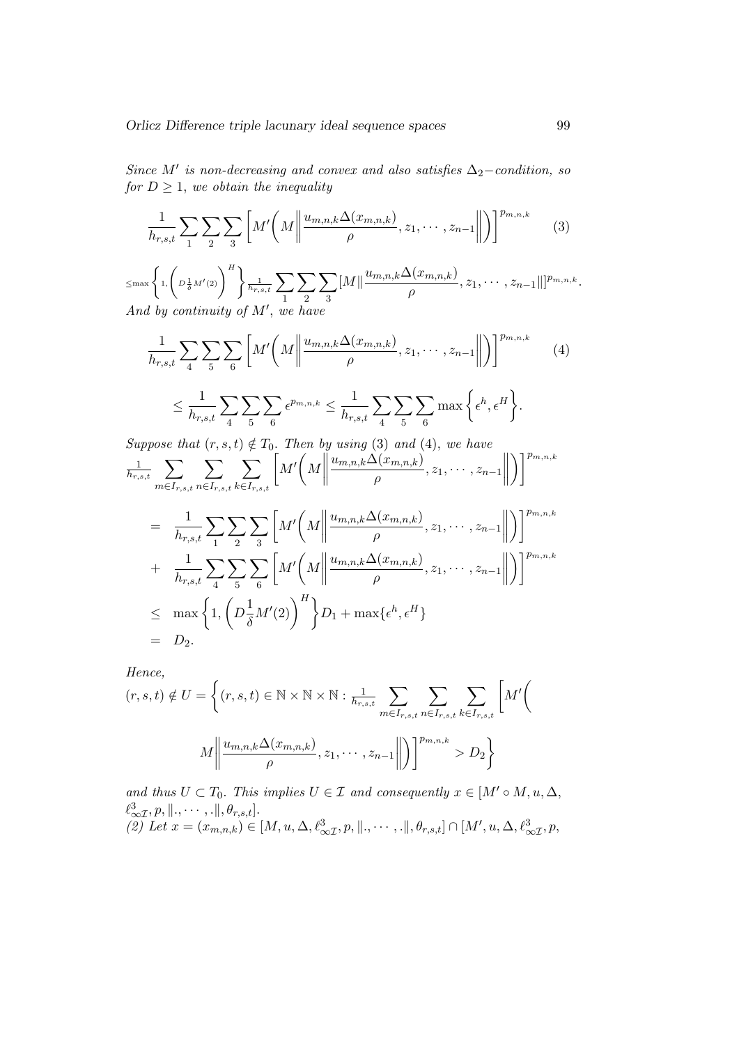*Since $M'$ is non-decreasing and convex and also satisfies $\Delta_2-$condition, so for $D \geq 1$, we obtain the inequality*

$$\frac{1}{h_{r,s,t}} \sum_{1} \sum_{2} \sum_{3} \left[ M'\bigg( M \bigg\| \frac{u_{m,n,k}\Delta(x_{m,n,k})}{\rho}, z_1, \cdots, z_{n-1} \bigg\| \bigg) \right]^{p_{m,n,k}} \qquad (3)$$

$$\leq \max\left\{1, \left(D\frac{1}{\delta}M'(2)\right)^H\right\} \frac{1}{h_{r,s,t}} \sum_{1} \sum_{2} \sum_{3} [M\| \frac{u_{m,n,k}\Delta(x_{m,n,k})}{\rho}, z_1, \cdots, z_{n-1}\|]^{p_{m,n,k}}.$$

*And by continuity of $M'$, we have*

$$\frac{1}{h_{r,s,t}} \sum_{4} \sum_{5} \sum_{6} \left[ M'\bigg( M \bigg\| \frac{u_{m,n,k}\Delta(x_{m,n,k})}{\rho}, z_1, \cdots, z_{n-1} \bigg\| \bigg) \right]^{p_{m,n,k}} \qquad (4)$$

$$\leq \frac{1}{h_{r,s,t}} \sum_{4} \sum_{5} \sum_{6} \epsilon^{p_{m,n,k}} \leq \frac{1}{h_{r,s,t}} \sum_{4} \sum_{5} \sum_{6} \max\left\{\epsilon^h, \epsilon^H\right\}.$$

*Suppose that $(r,s,t) \notin T_0$. Then by using (3) and (4), we have*

$$\frac{1}{h_{r,s,t}} \sum_{m\in I_{r,s,t}} \sum_{n\in I_{r,s,t}} \sum_{k\in I_{r,s,t}} \left[ M'\bigg( M \bigg\| \frac{u_{m,n,k}\Delta(x_{m,n,k})}{\rho}, z_1, \cdots, z_{n-1} \bigg\| \bigg) \right]^{p_{m,n,k}}$$

$$\begin{aligned}
&= \frac{1}{h_{r,s,t}} \sum_{1} \sum_{2} \sum_{3} \left[ M'\bigg( M \bigg\| \frac{u_{m,n,k}\Delta(x_{m,n,k})}{\rho}, z_1, \cdots, z_{n-1} \bigg\| \bigg) \right]^{p_{m,n,k}} \\
&+ \frac{1}{h_{r,s,t}} \sum_{4} \sum_{5} \sum_{6} \left[ M'\bigg( M \bigg\| \frac{u_{m,n,k}\Delta(x_{m,n,k})}{\rho}, z_1, \cdots, z_{n-1} \bigg\| \bigg) \right]^{p_{m,n,k}} \\
&\leq \max\left\{1, \left(D\frac{1}{\delta}M'(2)\right)^H\right\} D_1 + \max\{\epsilon^h, \epsilon^H\} \\
&= D_2.
\end{aligned}$$

*Hence,*

$$(r,s,t) \notin U = \bigg\{ (r,s,t) \in \mathbb{N}\times\mathbb{N}\times\mathbb{N} : \frac{1}{h_{r,s,t}} \sum_{m\in I_{r,s,t}} \sum_{n\in I_{r,s,t}} \sum_{k\in I_{r,s,t}} \bigg[ M'\bigg( M \bigg\| \frac{u_{m,n,k}\Delta(x_{m,n,k})}{\rho}, z_1, \cdots, z_{n-1} \bigg\| \bigg) \bigg]^{p_{m,n,k}} > D_2 \bigg\}$$

*and thus $U \subset T_0$. This implies $U \in \mathcal{I}$ and consequently $x \in [M' \circ M, u, \Delta, \ell^3_{\infty\mathcal{I}}, p, \|., \cdots, .\|, \theta_{r,s,t}]$.*

*(2) Let $x = (x_{m,n,k}) \in [M, u, \Delta, \ell^3_{\infty\mathcal{I}}, p, \|., \cdots, .\|, \theta_{r,s,t}] \cap [M', u, \Delta, \ell^3_{\infty\mathcal{I}}, p,$*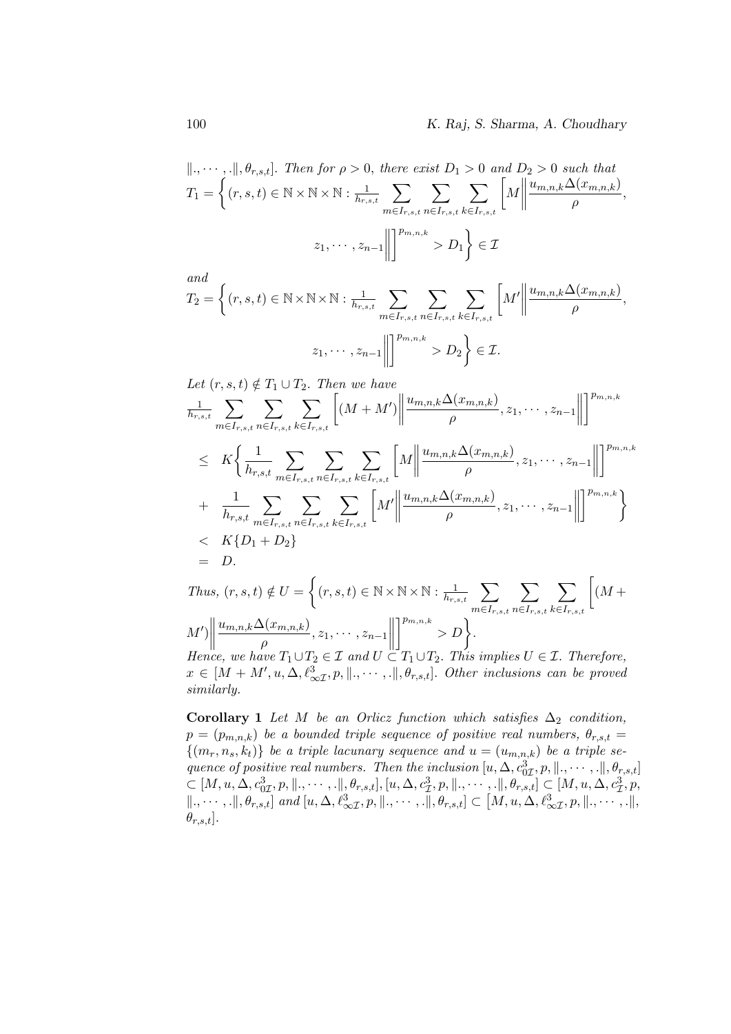$\|.,\cdots,.\|,\theta_{r,s,t}]$. *Then for $\rho>0$, there exist $D_1>0$ and $D_2>0$ such that*

$$T_1=\bigg\{(r,s,t)\in\mathbb{N}\times\mathbb{N}\times\mathbb{N}:\tfrac{1}{h_{r,s,t}}\sum_{m\in I_{r,s,t}}\sum_{n\in I_{r,s,t}}\sum_{k\in I_{r,s,t}}\bigg[M\bigg\|\frac{u_{m,n,k}\Delta(x_{m,n,k})}{\rho},$$

$$z_1,\cdots,z_{n-1}\bigg\|\bigg]^{p_{m,n,k}}>D_1\bigg\}\in\mathcal{I}$$

*and*

$$T_2=\bigg\{(r,s,t)\in\mathbb{N}\times\mathbb{N}\times\mathbb{N}:\tfrac{1}{h_{r,s,t}}\sum_{m\in I_{r,s,t}}\sum_{n\in I_{r,s,t}}\sum_{k\in I_{r,s,t}}\bigg[M'\bigg\|\frac{u_{m,n,k}\Delta(x_{m,n,k})}{\rho},$$

$$z_1,\cdots,z_{n-1}\bigg\|\bigg]^{p_{m,n,k}}>D_2\bigg\}\in\mathcal{I}.$$

*Let $(r,s,t)\notin T_1\cup T_2$. Then we have*

$$\begin{aligned}
&\tfrac{1}{h_{r,s,t}}\sum_{m\in I_{r,s,t}}\sum_{n\in I_{r,s,t}}\sum_{k\in I_{r,s,t}}\bigg[(M+M')\bigg\|\frac{u_{m,n,k}\Delta(x_{m,n,k})}{\rho},z_1,\cdots,z_{n-1}\bigg\|\bigg]^{p_{m,n,k}}\\
\leq\;& K\bigg\{\frac{1}{h_{r,s,t}}\sum_{m\in I_{r,s,t}}\sum_{n\in I_{r,s,t}}\sum_{k\in I_{r,s,t}}\bigg[M\bigg\|\frac{u_{m,n,k}\Delta(x_{m,n,k})}{\rho},z_1,\cdots,z_{n-1}\bigg\|\bigg]^{p_{m,n,k}}\\
+\;&\frac{1}{h_{r,s,t}}\sum_{m\in I_{r,s,t}}\sum_{n\in I_{r,s,t}}\sum_{k\in I_{r,s,t}}\bigg[M'\bigg\|\frac{u_{m,n,k}\Delta(x_{m,n,k})}{\rho},z_1,\cdots,z_{n-1}\bigg\|\bigg]^{p_{m,n,k}}\bigg\}\\
<\;& K\{D_1+D_2\}\\
=\;& D.
\end{aligned}$$

*Thus,* $(r,s,t)\notin U=\bigg\{(r,s,t)\in\mathbb{N}\times\mathbb{N}\times\mathbb{N}:\tfrac{1}{h_{r,s,t}}\sum_{m\in I_{r,s,t}}\sum_{n\in I_{r,s,t}}\sum_{k\in I_{r,s,t}}\bigg[(M+M')\bigg\|\frac{u_{m,n,k}\Delta(x_{m,n,k})}{\rho},z_1,\cdots,z_{n-1}\bigg\|\bigg]^{p_{m,n,k}}>D\bigg\}$.

*Hence, we have $T_1\cup T_2\in\mathcal{I}$ and $U\subset T_1\cup T_2$. This implies $U\in\mathcal{I}$. Therefore, $x\in[M+M',u,\Delta,\ell^3_{\infty\mathcal{I}},p,\|.,\cdots,.\|,\theta_{r,s,t}]$. Other inclusions can be proved similarly.*

**Corollary 1** *Let $M$ be an Orlicz function which satisfies $\Delta_2$ condition, $p=(p_{m,n,k})$ be a bounded triple sequence of positive real numbers, $\theta_{r,s,t}=\{(m_r,n_s,k_t)\}$ be a triple lacunary sequence and $u=(u_{m,n,k})$ be a triple sequence of positive real numbers. Then the inclusion $[u,\Delta,c^3_{0\mathcal{I}},p,\|.,\cdots,.\|,\theta_{r,s,t}]\subset[M,u,\Delta,c^3_{0\mathcal{I}},p,\|.,\cdots,.\|,\theta_{r,s,t}]$, $[u,\Delta,c^3_{\mathcal{I}},p,\|.,\cdots,.\|,\theta_{r,s,t}]\subset[M,u,\Delta,c^3_{\mathcal{I}},p,\|.,\cdots,.\|,\theta_{r,s,t}]$ and $[u,\Delta,\ell^3_{\infty\mathcal{I}},p,\|.,\cdots,.\|,\theta_{r,s,t}]\subset\big[M,u,\Delta,\ell^3_{\infty\mathcal{I}},p,\|.,\cdots,.\|,\theta_{r,s,t}]$.*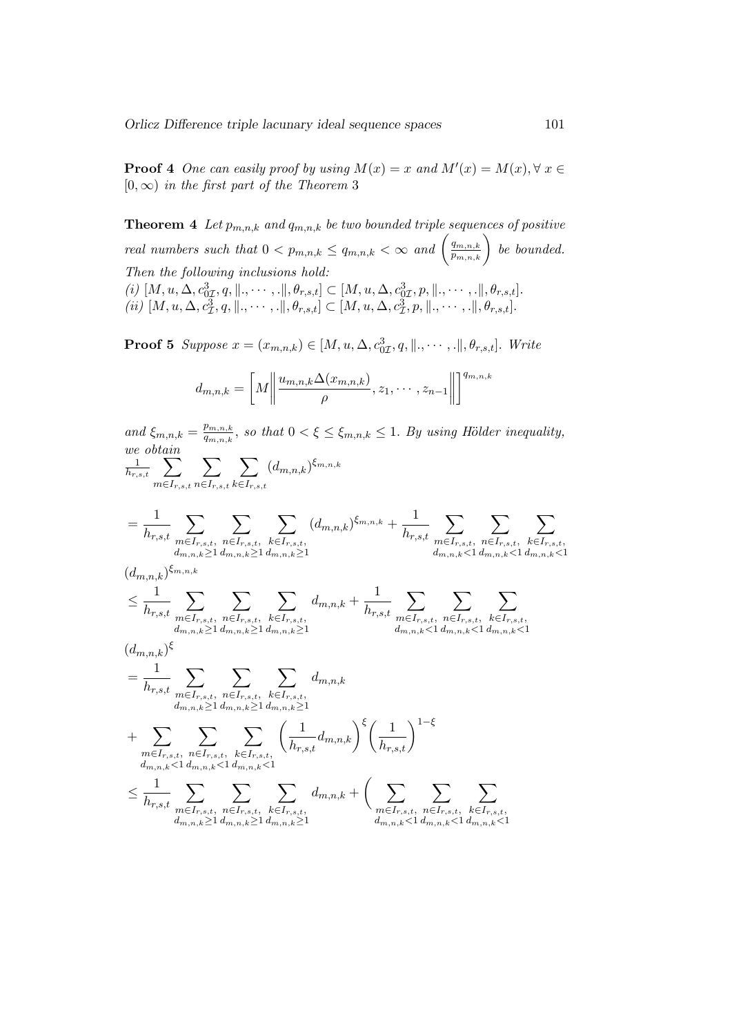**Proof 4** *One can easily proof by using $M(x) = x$ and $M'(x) = M(x), \forall\, x \in [0, \infty)$ in the first part of the Theorem* 3

**Theorem 4** *Let $p_{m,n,k}$ and $q_{m,n,k}$ be two bounded triple sequences of positive real numbers such that $0 < p_{m,n,k} \leq q_{m,n,k} < \infty$ and $\left(\frac{q_{m,n,k}}{p_{m,n,k}}\right)$ be bounded. Then the following inclusions hold:*
*(i) $[M, u, \Delta, c^3_{0\mathcal{I}}, q, \|., \cdots, .\|, \theta_{r,s,t}] \subset [M, u, \Delta, c^3_{0\mathcal{I}}, p, \|., \cdots, .\|, \theta_{r,s,t}]$.*
*(ii) $[M, u, \Delta, c^3_{\mathcal{I}}, q, \|., \cdots, .\|, \theta_{r,s,t}] \subset [M, u, \Delta, c^3_{\mathcal{I}}, p, \|., \cdots, .\|, \theta_{r,s,t}]$.*

**Proof 5** *Suppose $x = (x_{m,n,k}) \in [M, u, \Delta, c^3_{0\mathcal{I}}, q, \|., \cdots, .\|, \theta_{r,s,t}]$. Write*

$$d_{m,n,k} = \left[M\left\| \frac{u_{m,n,k}\Delta(x_{m,n,k})}{\rho}, z_1, \cdots, z_{n-1}\right\|\right]^{q_{m,n,k}}$$

*and $\xi_{m,n,k} = \frac{p_{m,n,k}}{q_{m,n,k}}$, so that $0 < \xi \leq \xi_{m,n,k} \leq 1$. By using Hölder inequality, we obtain*

$$\frac{1}{h_{r,s,t}} \sum_{m \in I_{r,s,t}} \sum_{n \in I_{r,s,t}} \sum_{k \in I_{r,s,t}} (d_{m,n,k})^{\xi_{m,n,k}}$$

$$= \frac{1}{h_{r,s,t}} \sum_{\substack{m \in I_{r,s,t}, \\ d_{m,n,k} \geq 1}} \sum_{\substack{n \in I_{r,s,t}, \\ d_{m,n,k} \geq 1}} \sum_{\substack{k \in I_{r,s,t}, \\ d_{m,n,k} \geq 1}} (d_{m,n,k})^{\xi_{m,n,k}} + \frac{1}{h_{r,s,t}} \sum_{\substack{m \in I_{r,s,t}, \\ d_{m,n,k} < 1}} \sum_{\substack{n \in I_{r,s,t}, \\ d_{m,n,k} < 1}} \sum_{\substack{k \in I_{r,s,t}, \\ d_{m,n,k} < 1}} (d_{m,n,k})^{\xi_{m,n,k}}$$

$$\leq \frac{1}{h_{r,s,t}} \sum_{\substack{m \in I_{r,s,t}, \\ d_{m,n,k} \geq 1}} \sum_{\substack{n \in I_{r,s,t}, \\ d_{m,n,k} \geq 1}} \sum_{\substack{k \in I_{r,s,t}, \\ d_{m,n,k} \geq 1}} d_{m,n,k} + \frac{1}{h_{r,s,t}} \sum_{\substack{m \in I_{r,s,t}, \\ d_{m,n,k} < 1}} \sum_{\substack{n \in I_{r,s,t}, \\ d_{m,n,k} < 1}} \sum_{\substack{k \in I_{r,s,t}, \\ d_{m,n,k} < 1}} (d_{m,n,k})^{\xi}$$

$$= \frac{1}{h_{r,s,t}} \sum_{\substack{m \in I_{r,s,t}, \\ d_{m,n,k} \geq 1}} \sum_{\substack{n \in I_{r,s,t}, \\ d_{m,n,k} \geq 1}} \sum_{\substack{k \in I_{r,s,t}, \\ d_{m,n,k} \geq 1}} d_{m,n,k}$$

$$+ \sum_{\substack{m \in I_{r,s,t}, \\ d_{m,n,k} < 1}} \sum_{\substack{n \in I_{r,s,t}, \\ d_{m,n,k} < 1}} \sum_{\substack{k \in I_{r,s,t}, \\ d_{m,n,k} < 1}} \left(\frac{1}{h_{r,s,t}} d_{m,n,k}\right)^{\xi} \left(\frac{1}{h_{r,s,t}}\right)^{1-\xi}$$

$$\leq \frac{1}{h_{r,s,t}} \sum_{\substack{m \in I_{r,s,t}, \\ d_{m,n,k} \geq 1}} \sum_{\substack{n \in I_{r,s,t}, \\ d_{m,n,k} \geq 1}} \sum_{\substack{k \in I_{r,s,t}, \\ d_{m,n,k} \geq 1}} d_{m,n,k} + \Bigg( \sum_{\substack{m \in I_{r,s,t}, \\ d_{m,n,k} < 1}} \sum_{\substack{n \in I_{r,s,t}, \\ d_{m,n,k} < 1}} \sum_{\substack{k \in I_{r,s,t}, \\ d_{m,n,k} < 1}}$$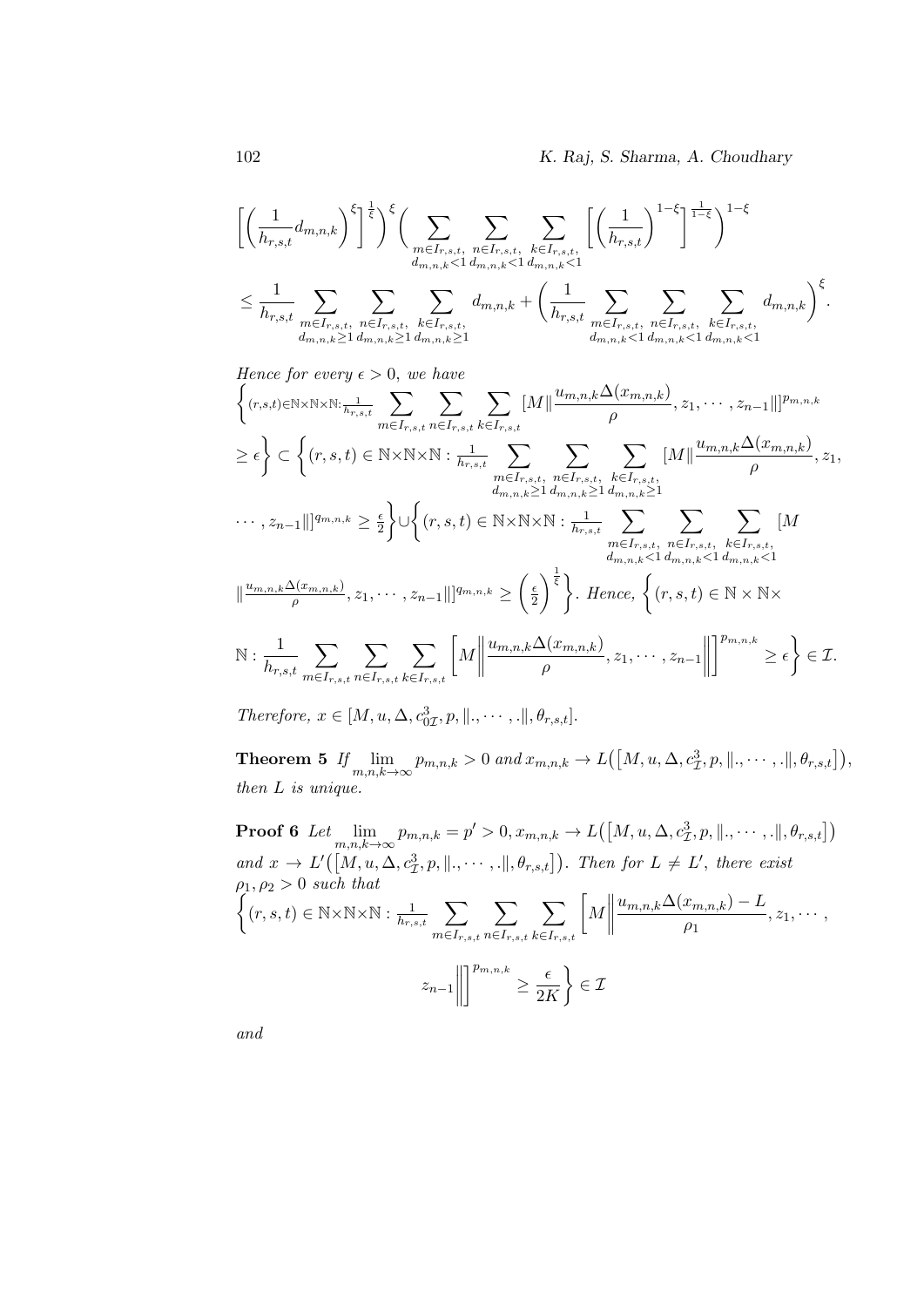$$\left[\left(\frac{1}{h_{r,s,t}}d_{m,n,k}\right)^{\xi}\right]^{\frac{1}{\xi}}\Bigg)^{\xi}\Bigg(\sum_{\substack{m\in I_{r,s,t},\\ d_{m,n,k}<1}}\sum_{\substack{n\in I_{r,s,t},\\ d_{m,n,k}<1}}\sum_{\substack{k\in I_{r,s,t},\\ d_{m,n,k}<1}}\left[\left(\frac{1}{h_{r,s,t}}\right)^{1-\xi}\right]^{\frac{1}{1-\xi}}\Bigg)^{1-\xi}$$

$$\leq \frac{1}{h_{r,s,t}}\sum_{\substack{m\in I_{r,s,t},\\ d_{m,n,k}\geq 1}}\sum_{\substack{n\in I_{r,s,t},\\ d_{m,n,k}\geq 1}}\sum_{\substack{k\in I_{r,s,t},\\ d_{m,n,k}\geq 1}} d_{m,n,k} + \left(\frac{1}{h_{r,s,t}}\sum_{\substack{m\in I_{r,s,t},\\ d_{m,n,k}<1}}\sum_{\substack{n\in I_{r,s,t},\\ d_{m,n,k}<1}}\sum_{\substack{k\in I_{r,s,t},\\ d_{m,n,k}<1}} d_{m,n,k}\right)^{\xi}.$$

*Hence for every $\epsilon > 0$, we have*

$$\Bigg\{(r,s,t)\in\mathbb{N}\times\mathbb{N}\times\mathbb{N}: \frac{1}{h_{r,s,t}}\sum_{m\in I_{r,s,t}}\sum_{n\in I_{r,s,t}}\sum_{k\in I_{r,s,t}}[M\|\frac{u_{m,n,k}\Delta(x_{m,n,k})}{\rho}, z_1,\cdots,z_{n-1}\|]^{p_{m,n,k}}$$
$$\geq \epsilon\Bigg\} \subset \Bigg\{(r,s,t)\in\mathbb{N}\times\mathbb{N}\times\mathbb{N}: \frac{1}{h_{r,s,t}}\sum_{\substack{m\in I_{r,s,t},\\ d_{m,n,k}\geq 1}}\sum_{\substack{n\in I_{r,s,t},\\ d_{m,n,k}\geq 1}}\sum_{\substack{k\in I_{r,s,t},\\ d_{m,n,k}\geq 1}}[M\|\frac{u_{m,n,k}\Delta(x_{m,n,k})}{\rho}, z_1,$$
$$\cdots, z_{n-1}\|]^{q_{m,n,k}} \geq \frac{\epsilon}{2}\Bigg\}\cup\Bigg\{(r,s,t)\in\mathbb{N}\times\mathbb{N}\times\mathbb{N}: \frac{1}{h_{r,s,t}}\sum_{\substack{m\in I_{r,s,t},\\ d_{m,n,k}<1}}\sum_{\substack{n\in I_{r,s,t},\\ d_{m,n,k}<1}}\sum_{\substack{k\in I_{r,s,t},\\ d_{m,n,k}<1}}[M$$
$$\|\frac{u_{m,n,k}\Delta(x_{m,n,k})}{\rho}, z_1,\cdots,z_{n-1}\|]^{q_{m,n,k}} \geq \left(\frac{\epsilon}{2}\right)^{\frac{1}{\xi}}\Bigg\}.$$

*Hence,*

$$\Bigg\{(r,s,t)\in\mathbb{N}\times\mathbb{N}\times\mathbb{N}: \frac{1}{h_{r,s,t}}\sum_{m\in I_{r,s,t}}\sum_{n\in I_{r,s,t}}\sum_{k\in I_{r,s,t}}\left[M\left\|\frac{u_{m,n,k}\Delta(x_{m,n,k})}{\rho}, z_1,\cdots,z_{n-1}\right\|\right]^{p_{m,n,k}} \geq \epsilon\Bigg\}\in\mathcal{I}.$$

*Therefore, $x \in [M, u, \Delta, c^3_{0\mathcal{I}}, p, \|.,\cdots,.\|, \theta_{r,s,t}]$.*

**Theorem 5** *If $\lim_{m,n,k\to\infty} p_{m,n,k} > 0$ and $x_{m,n,k} \to L\big([M, u, \Delta, c^3_{\mathcal{I}}, p, \|.,\cdots,.\|, \theta_{r,s,t}]\big)$, then $L$ is unique.*

**Proof 6** *Let $\lim_{m,n,k\to\infty} p_{m,n,k} = p' > 0, x_{m,n,k} \to L\big([M, u, \Delta, c^3_{\mathcal{I}}, p, \|.,\cdots,.\|, \theta_{r,s,t}]\big)$ and $x \to L'\big([M, u, \Delta, c^3_{\mathcal{I}}, p, \|.,\cdots,.\|, \theta_{r,s,t}]\big)$. Then for $L \neq L'$, there exist $\rho_1, \rho_2 > 0$ such that*

$$\Bigg\{(r,s,t)\in\mathbb{N}\times\mathbb{N}\times\mathbb{N}: \frac{1}{h_{r,s,t}}\sum_{m\in I_{r,s,t}}\sum_{n\in I_{r,s,t}}\sum_{k\in I_{r,s,t}}\left[M\left\|\frac{u_{m,n,k}\Delta(x_{m,n,k})-L}{\rho_1}, z_1,\cdots, z_{n-1}\right\|\right]^{p_{m,n,k}} \geq \frac{\epsilon}{2K}\Bigg\}\in\mathcal{I}$$

*and*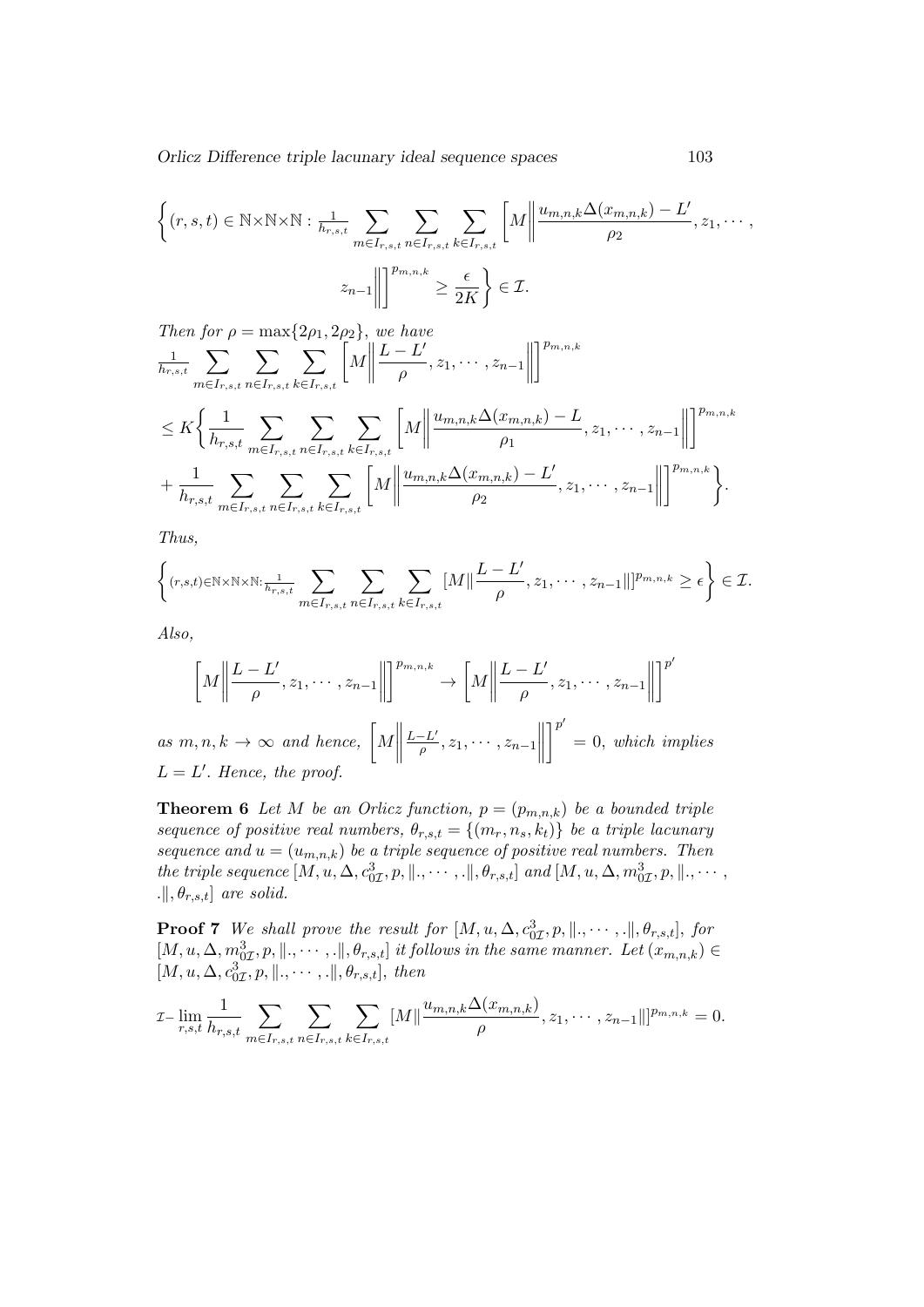$$\left\{(r,s,t) \in \mathbb{N}\times\mathbb{N}\times\mathbb{N} : \frac{1}{h_{r,s,t}} \sum_{m\in I_{r,s,t}} \sum_{n\in I_{r,s,t}} \sum_{k\in I_{r,s,t}} \left[M\left\|\frac{u_{m,n,k}\Delta(x_{m,n,k}) - L'}{\rho_2}, z_1, \cdots, z_{n-1}\right\|\right]^{p_{m,n,k}} \geq \frac{\epsilon}{2K}\right\} \in \mathcal{I}.$$

*Then for* $\rho = \max\{2\rho_1, 2\rho_2\}$, *we have*

$$\frac{1}{h_{r,s,t}} \sum_{m\in I_{r,s,t}} \sum_{n\in I_{r,s,t}} \sum_{k\in I_{r,s,t}} \left[M\left\|\frac{L - L'}{\rho}, z_1, \cdots, z_{n-1}\right\|\right]^{p_{m,n,k}}$$

$$\leq K\left\{\frac{1}{h_{r,s,t}} \sum_{m\in I_{r,s,t}} \sum_{n\in I_{r,s,t}} \sum_{k\in I_{r,s,t}} \left[M\left\|\frac{u_{m,n,k}\Delta(x_{m,n,k}) - L}{\rho_1}, z_1, \cdots, z_{n-1}\right\|\right]^{p_{m,n,k}} + \frac{1}{h_{r,s,t}} \sum_{m\in I_{r,s,t}} \sum_{n\in I_{r,s,t}} \sum_{k\in I_{r,s,t}} \left[M\left\|\frac{u_{m,n,k}\Delta(x_{m,n,k}) - L'}{\rho_2}, z_1, \cdots, z_{n-1}\right\|\right]^{p_{m,n,k}}\right\}.$$

*Thus,*

$$\left\{(r,s,t)\in\mathbb{N}\times\mathbb{N}\times\mathbb{N} : \frac{1}{h_{r,s,t}} \sum_{m\in I_{r,s,t}} \sum_{n\in I_{r,s,t}} \sum_{k\in I_{r,s,t}} [M\|\frac{L - L'}{\rho}, z_1, \cdots, z_{n-1}\|]^{p_{m,n,k}} \geq \epsilon\right\} \in \mathcal{I}.$$

*Also,*

$$\left[M\left\|\frac{L - L'}{\rho}, z_1, \cdots, z_{n-1}\right\|\right]^{p_{m,n,k}} \to \left[M\left\|\frac{L - L'}{\rho}, z_1, \cdots, z_{n-1}\right\|\right]^{p'}$$

*as* $m, n, k \to \infty$ *and hence,* $\left[M\left\|\frac{L-L'}{\rho}, z_1, \cdots, z_{n-1}\right\|\right]^{p'} = 0$, *which implies* $L = L'$. *Hence, the proof.*

**Theorem 6** *Let* $M$ *be an Orlicz function,* $p = (p_{m,n,k})$ *be a bounded triple sequence of positive real numbers,* $\theta_{r,s,t} = \{(m_r, n_s, k_t)\}$ *be a triple lacunary sequence and* $u = (u_{m,n,k})$ *be a triple sequence of positive real numbers. Then the triple sequence* $[M, u, \Delta, c^3_{0\mathcal{I}}, p, \|.,\cdots,.\|, \theta_{r,s,t}]$ *and* $[M, u, \Delta, m^3_{0\mathcal{I}}, p, \|.,\cdots,.\|, \theta_{r,s,t}]$ *are solid.*

**Proof 7** *We shall prove the result for* $[M, u, \Delta, c^3_{0\mathcal{I}}, p, \|.,\cdots,.\|, \theta_{r,s,t}]$, *for* $[M, u, \Delta, m^3_{0\mathcal{I}}, p, \|.,\cdots,.\|, \theta_{r,s,t}]$ *it follows in the same manner. Let* $(x_{m,n,k}) \in [M, u, \Delta, c^3_{0\mathcal{I}}, p, \|.,\cdots,.\|, \theta_{r,s,t}]$, *then*

$$\mathcal{I}\text{-}\lim_{r,s,t} \frac{1}{h_{r,s,t}} \sum_{m\in I_{r,s,t}} \sum_{n\in I_{r,s,t}} \sum_{k\in I_{r,s,t}} [M\|\frac{u_{m,n,k}\Delta(x_{m,n,k})}{\rho}, z_1, \cdots, z_{n-1}\|]^{p_{m,n,k}} = 0.$$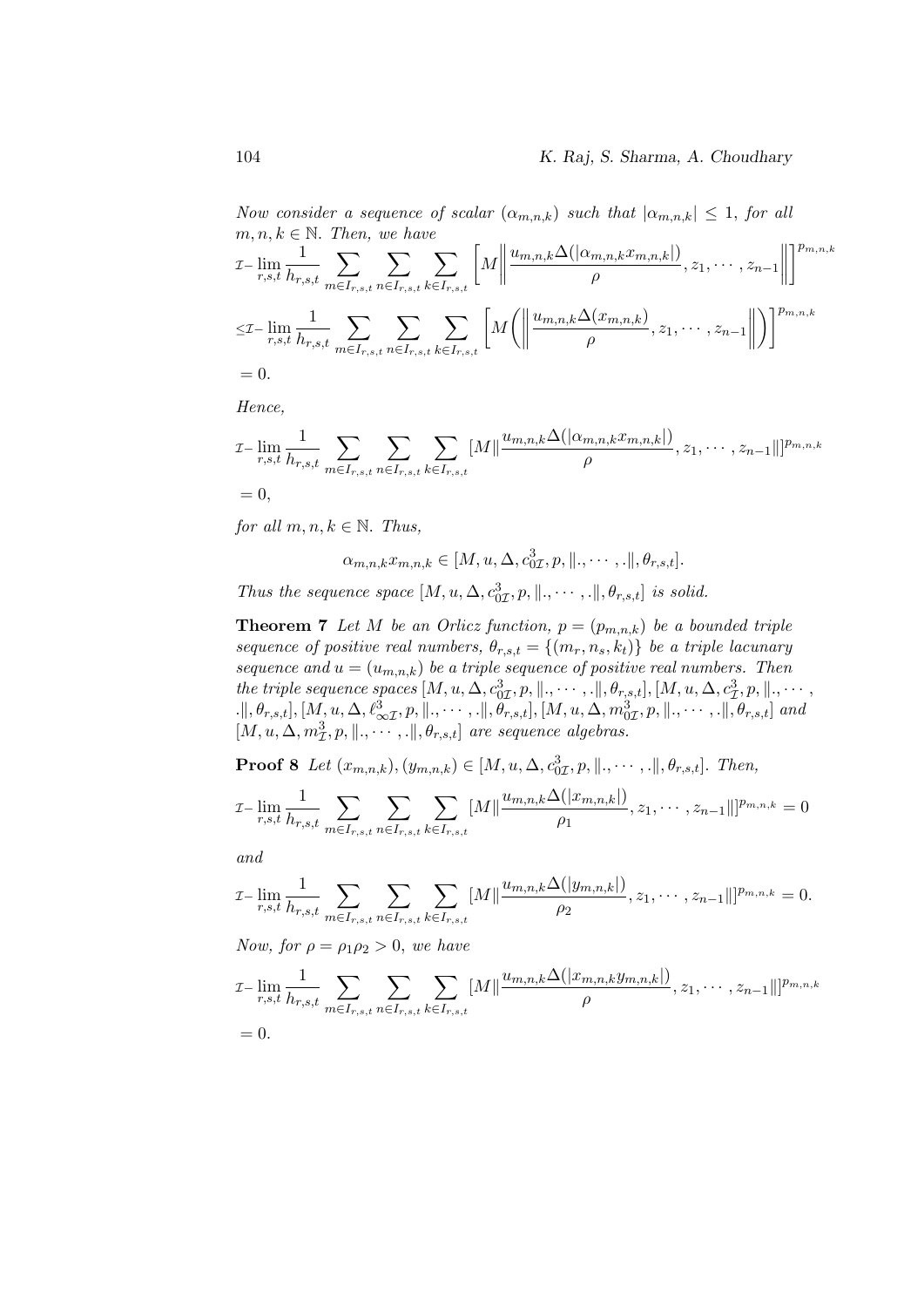*Now consider a sequence of scalar $(\alpha_{m,n,k})$ such that $|\alpha_{m,n,k}| \leq 1$, for all $m, n, k \in \mathbb{N}$. Then, we have*

$$\mathcal{I}\text{-}\lim_{r,s,t} \frac{1}{h_{r,s,t}} \sum_{m \in I_{r,s,t}} \sum_{n \in I_{r,s,t}} \sum_{k \in I_{r,s,t}} \left[ M \left\| \frac{u_{m,n,k}\Delta(|\alpha_{m,n,k}x_{m,n,k}|)}{\rho}, z_1, \cdots, z_{n-1} \right\| \right]^{p_{m,n,k}}$$

$$\leq \mathcal{I}\text{-}\lim_{r,s,t} \frac{1}{h_{r,s,t}} \sum_{m \in I_{r,s,t}} \sum_{n \in I_{r,s,t}} \sum_{k \in I_{r,s,t}} \left[ M \left( \left\| \frac{u_{m,n,k}\Delta(x_{m,n,k})}{\rho}, z_1, \cdots, z_{n-1} \right\| \right) \right]^{p_{m,n,k}}$$

$$= 0.$$

*Hence,*

$$\mathcal{I}\text{-}\lim_{r,s,t} \frac{1}{h_{r,s,t}} \sum_{m \in I_{r,s,t}} \sum_{n \in I_{r,s,t}} \sum_{k \in I_{r,s,t}} [M \| \frac{u_{m,n,k}\Delta(|\alpha_{m,n,k}x_{m,n,k}|)}{\rho}, z_1, \cdots, z_{n-1} \|]^{p_{m,n,k}}$$

$$= 0,$$

*for all $m, n, k \in \mathbb{N}$. Thus,*

$$\alpha_{m,n,k}x_{m,n,k} \in [M, u, \Delta, c^3_{0\mathcal{I}}, p, \|., \cdots, .\|, \theta_{r,s,t}].$$

*Thus the sequence space $[M, u, \Delta, c^3_{0\mathcal{I}}, p, \|., \cdots, .\|, \theta_{r,s,t}]$ is solid.*

**Theorem 7** *Let $M$ be an Orlicz function, $p = (p_{m,n,k})$ be a bounded triple sequence of positive real numbers, $\theta_{r,s,t} = \{(m_r, n_s, k_t)\}$ be a triple lacunary sequence and $u = (u_{m,n,k})$ be a triple sequence of positive real numbers. Then the triple sequence spaces $[M, u, \Delta, c^3_{0\mathcal{I}}, p, \|., \cdots, .\|, \theta_{r,s,t}]$, $[M, u, \Delta, c^3_{\mathcal{I}}, p, \|., \cdots, .\|, \theta_{r,s,t}]$, $[M, u, \Delta, \ell^3_{\infty\mathcal{I}}, p, \|., \cdots, .\|, \theta_{r,s,t}]$, $[M, u, \Delta, m^3_{0\mathcal{I}}, p, \|., \cdots, .\|, \theta_{r,s,t}]$ and $[M, u, \Delta, m^3_{\mathcal{I}}, p, \|., \cdots, .\|, \theta_{r,s,t}]$ are sequence algebras.*

**Proof 8** *Let $(x_{m,n,k}), (y_{m,n,k}) \in [M, u, \Delta, c^3_{0\mathcal{I}}, p, \|., \cdots, .\|, \theta_{r,s,t}]$. Then,*

$$\mathcal{I}\text{-}\lim_{r,s,t} \frac{1}{h_{r,s,t}} \sum_{m \in I_{r,s,t}} \sum_{n \in I_{r,s,t}} \sum_{k \in I_{r,s,t}} [M \| \frac{u_{m,n,k}\Delta(|x_{m,n,k}|)}{\rho_1}, z_1, \cdots, z_{n-1} \|]^{p_{m,n,k}} = 0$$

*and*

$$\mathcal{I}\text{-}\lim_{r,s,t} \frac{1}{h_{r,s,t}} \sum_{m \in I_{r,s,t}} \sum_{n \in I_{r,s,t}} \sum_{k \in I_{r,s,t}} [M \| \frac{u_{m,n,k}\Delta(|y_{m,n,k}|)}{\rho_2}, z_1, \cdots, z_{n-1} \|]^{p_{m,n,k}} = 0.$$

*Now, for $\rho = \rho_1\rho_2 > 0$, we have*

$$\mathcal{I}\text{-}\lim_{r,s,t} \frac{1}{h_{r,s,t}} \sum_{m \in I_{r,s,t}} \sum_{n \in I_{r,s,t}} \sum_{k \in I_{r,s,t}} [M \| \frac{u_{m,n,k}\Delta(|x_{m,n,k}y_{m,n,k}|)}{\rho}, z_1, \cdots, z_{n-1} \|]^{p_{m,n,k}}$$

$$= 0.$$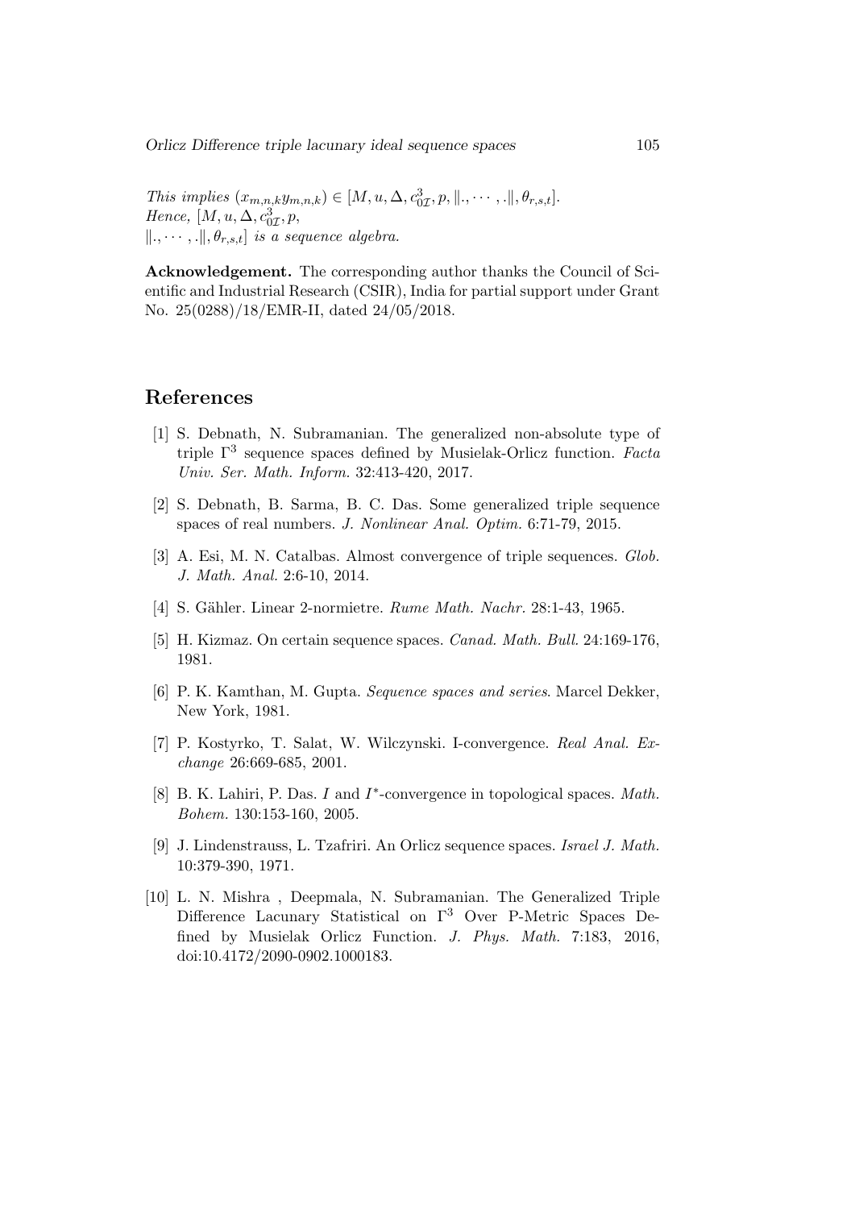*This implies* $(x_{m,n,k}y_{m,n,k}) \in [M, u, \Delta, c^3_{0\mathcal{I}}, p, \|., \cdots, .\|, \theta_{r,s,t}]$.
*Hence,* $[M, u, \Delta, c^3_{0\mathcal{I}}, p,$
$\|., \cdots, .\|, \theta_{r,s,t}]$ *is a sequence algebra.*

**Acknowledgement.** The corresponding author thanks the Council of Scientific and Industrial Research (CSIR), India for partial support under Grant No. 25(0288)/18/EMR-II, dated 24/05/2018.

## References

[1] S. Debnath, N. Subramanian. The generalized non-absolute type of triple $\Gamma^3$ sequence spaces defined by Musielak-Orlicz function. *Facta Univ. Ser. Math. Inform.* 32:413-420, 2017.

[2] S. Debnath, B. Sarma, B. C. Das. Some generalized triple sequence spaces of real numbers. *J. Nonlinear Anal. Optim.* 6:71-79, 2015.

[3] A. Esi, M. N. Catalbas. Almost convergence of triple sequences. *Glob. J. Math. Anal.* 2:6-10, 2014.

[4] S. Gähler. Linear 2-normietre. *Rume Math. Nachr.* 28:1-43, 1965.

[5] H. Kizmaz. On certain sequence spaces. *Canad. Math. Bull.* 24:169-176, 1981.

[6] P. K. Kamthan, M. Gupta. *Sequence spaces and series*. Marcel Dekker, New York, 1981.

[7] P. Kostyrko, T. Salat, W. Wilczynski. I-convergence. *Real Anal. Exchange* 26:669-685, 2001.

[8] B. K. Lahiri, P. Das. $I$ and $I^*$-convergence in topological spaces. *Math. Bohem.* 130:153-160, 2005.

[9] J. Lindenstrauss, L. Tzafriri. An Orlicz sequence spaces. *Israel J. Math.* 10:379-390, 1971.

[10] L. N. Mishra , Deepmala, N. Subramanian. The Generalized Triple Difference Lacunary Statistical on $\Gamma^3$ Over P-Metric Spaces Defined by Musielak Orlicz Function. *J. Phys. Math.* 7:183, 2016, doi:10.4172/2090-0902.1000183.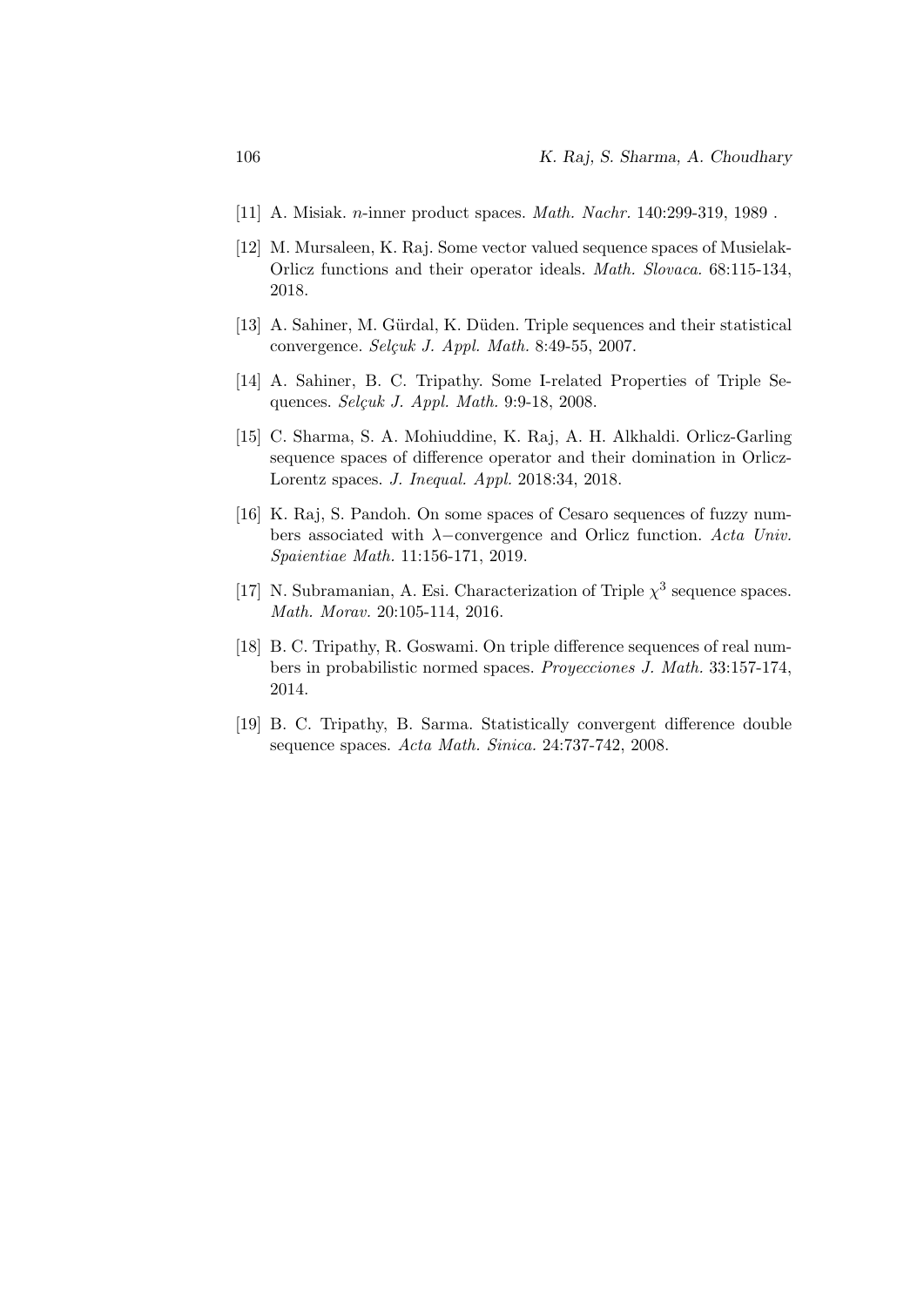[11] A. Misiak. $n$-inner product spaces. *Math. Nachr.* 140:299-319, 1989 .

[12] M. Mursaleen, K. Raj. Some vector valued sequence spaces of Musielak-Orlicz functions and their operator ideals. *Math. Slovaca.* 68:115-134, 2018.

[13] A. Sahiner, M. Gürdal, K. Düden. Triple sequences and their statistical convergence. *Selçuk J. Appl. Math.* 8:49-55, 2007.

[14] A. Sahiner, B. C. Tripathy. Some I-related Properties of Triple Sequences. *Selçuk J. Appl. Math.* 9:9-18, 2008.

[15] C. Sharma, S. A. Mohiuddine, K. Raj, A. H. Alkhaldi. Orlicz-Garling sequence spaces of difference operator and their domination in Orlicz-Lorentz spaces. *J. Inequal. Appl.* 2018:34, 2018.

[16] K. Raj, S. Pandoh. On some spaces of Cesaro sequences of fuzzy numbers associated with $\lambda-$convergence and Orlicz function. *Acta Univ. Spaientiae Math.* 11:156-171, 2019.

[17] N. Subramanian, A. Esi. Characterization of Triple $\chi^3$ sequence spaces. *Math. Morav.* 20:105-114, 2016.

[18] B. C. Tripathy, R. Goswami. On triple difference sequences of real numbers in probabilistic normed spaces. *Proyecciones J. Math.* 33:157-174, 2014.

[19] B. C. Tripathy, B. Sarma. Statistically convergent difference double sequence spaces. *Acta Math. Sinica.* 24:737-742, 2008.